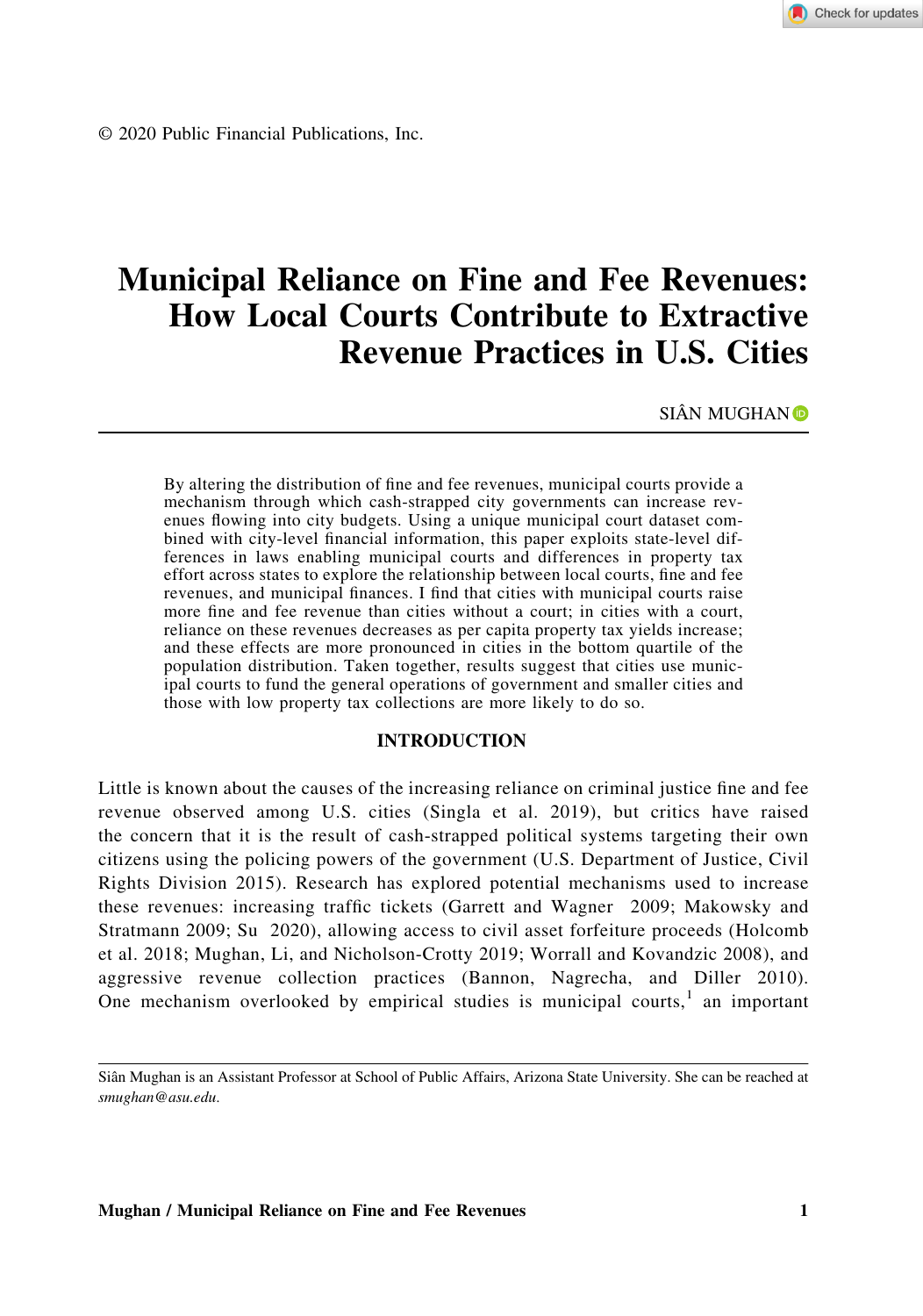© 2020 Public Financial Publications, Inc.

# Municipal Reliance on Fine and Fee Revenues: How Local Courts Contribute to Extractive Revenue Practices in U.S. Cities

SIÂN MUGHAN

By altering the distribution of fine and fee revenues, municipal courts provide a mechanism through which cash-strapped city governments can increase revenues flowing into city budgets. Using a unique municipal court dataset combined with city-level financial information, this paper exploits state-level differences in laws enabling municipal courts and differences in property tax effort across states to explore the relationship between local courts, fine and fee revenues, and municipal finances. I find that cities with municipal courts raise more fine and fee revenue than cities without a court; in cities with a court, reliance on these revenues decreases as per capita property tax yields increase; and these effects are more pronounced in cities in the bottom quartile of the population distribution. Taken together, results suggest that cities use municipal courts to fund the general operations of government and smaller cities and those with low property tax collections are more likely to do so.

## INTRODUCTION

Little is known about the causes of the increasing reliance on criminal justice fine and fee revenue observed among U.S. cities (Singla et al. 2019), but critics have raised the concern that it is the result of cash-strapped political systems targeting their own citizens using the policing powers of the government (U.S. Department of Justice, Civil Rights Division 2015). Research has explored potential mechanisms used to increase these revenues: increasing traffic tickets (Garrett and Wagner 2009; Makowsky and Stratmann 2009; Su 2020), allowing access to civil asset forfeiture proceeds (Holcomb et al. 2018; Mughan, Li, and Nicholson-Crotty 2019; Worrall and Kovandzic 2008), and aggressive revenue collection practices (Bannon, Nagrecha, and Diller 2010). One mechanism overlooked by empirical studies is municipal courts,[1] an important

Siân Mughan is an Assistant Professor at School of Public Affairs, Arizona State University. She can be reached at *smughan@asu.edu*.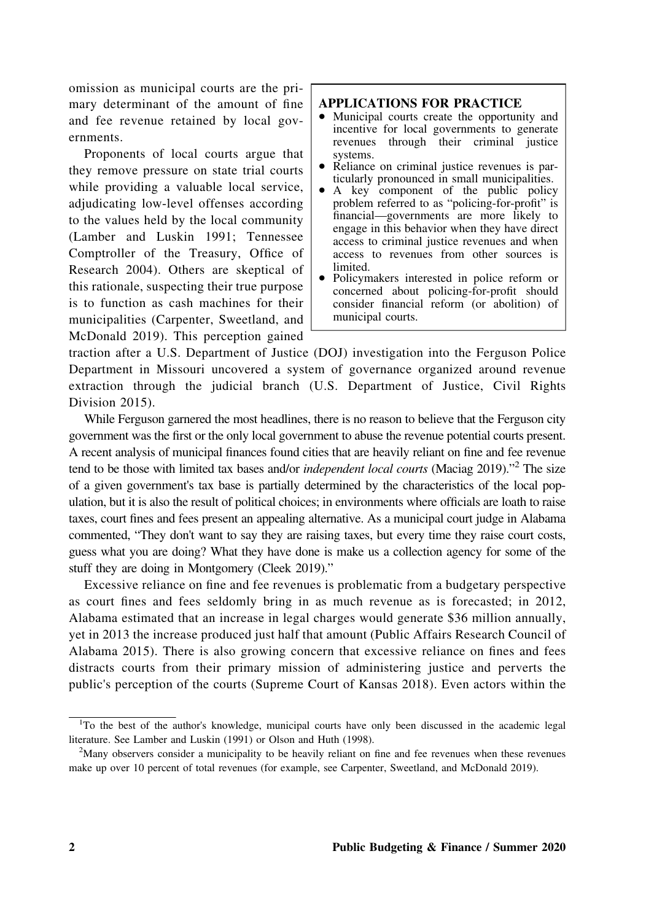omission as municipal courts are the primary determinant of the amount of fine and fee revenue retained by local governments.

Proponents of local courts argue that they remove pressure on state trial courts while providing a valuable local service, adjudicating low-level offenses according to the values held by the local community (Lamber and Luskin 1991; Tennessee Comptroller of the Treasury, Office of Research 2004). Others are skeptical of this rationale, suspecting their true purpose is to function as cash machines for their municipalities (Carpenter, Sweetland, and McDonald 2019). This perception gained traction after a U.S. Department of Justice (DOJ) investigation into the Ferguson Police Department in Missouri uncovered a system of governance organized around revenue extraction through the judicial branch (U.S. Department of Justice, Civil Rights Division 2015).

> **APPLICATIONS FOR PRACTICE**
>
> - Municipal courts create the opportunity and incentive for local governments to generate revenues through their criminal justice systems.
> - Reliance on criminal justice revenues is particularly pronounced in small municipalities.
> - A key component of the public policy problem referred to as "policing-for-profit" is financial—governments are more likely to engage in this behavior when they have direct access to criminal justice revenues and when access to revenues from other sources is limited.
> - Policymakers interested in police reform or concerned about policing-for-profit should consider financial reform (or abolition) of municipal courts.

While Ferguson garnered the most headlines, there is no reason to believe that the Ferguson city government was the first or the only local government to abuse the revenue potential courts present. A recent analysis of municipal finances found cities that are heavily reliant on fine and fee revenue tend to be those with limited tax bases and/or *independent local courts* (Maciag 2019)."[2] The size of a given government's tax base is partially determined by the characteristics of the local population, but it is also the result of political choices; in environments where officials are loath to raise taxes, court fines and fees present an appealing alternative. As a municipal court judge in Alabama commented, "They don't want to say they are raising taxes, but every time they raise court costs, guess what you are doing? What they have done is make us a collection agency for some of the stuff they are doing in Montgomery (Cleek 2019)."

Excessive reliance on fine and fee revenues is problematic from a budgetary perspective as court fines and fees seldomly bring in as much revenue as is forecasted; in 2012, Alabama estimated that an increase in legal charges would generate $36 million annually, yet in 2013 the increase produced just half that amount (Public Affairs Research Council of Alabama 2015). There is also growing concern that excessive reliance on fines and fees distracts courts from their primary mission of administering justice and perverts the public's perception of the courts (Supreme Court of Kansas 2018). Even actors within the

---

[1] To the best of the author's knowledge, municipal courts have only been discussed in the academic legal literature. See Lamber and Luskin (1991) or Olson and Huth (1998).

[2] Many observers consider a municipality to be heavily reliant on fine and fee revenues when these revenues make up over 10 percent of total revenues (for example, see Carpenter, Sweetland, and McDonald 2019).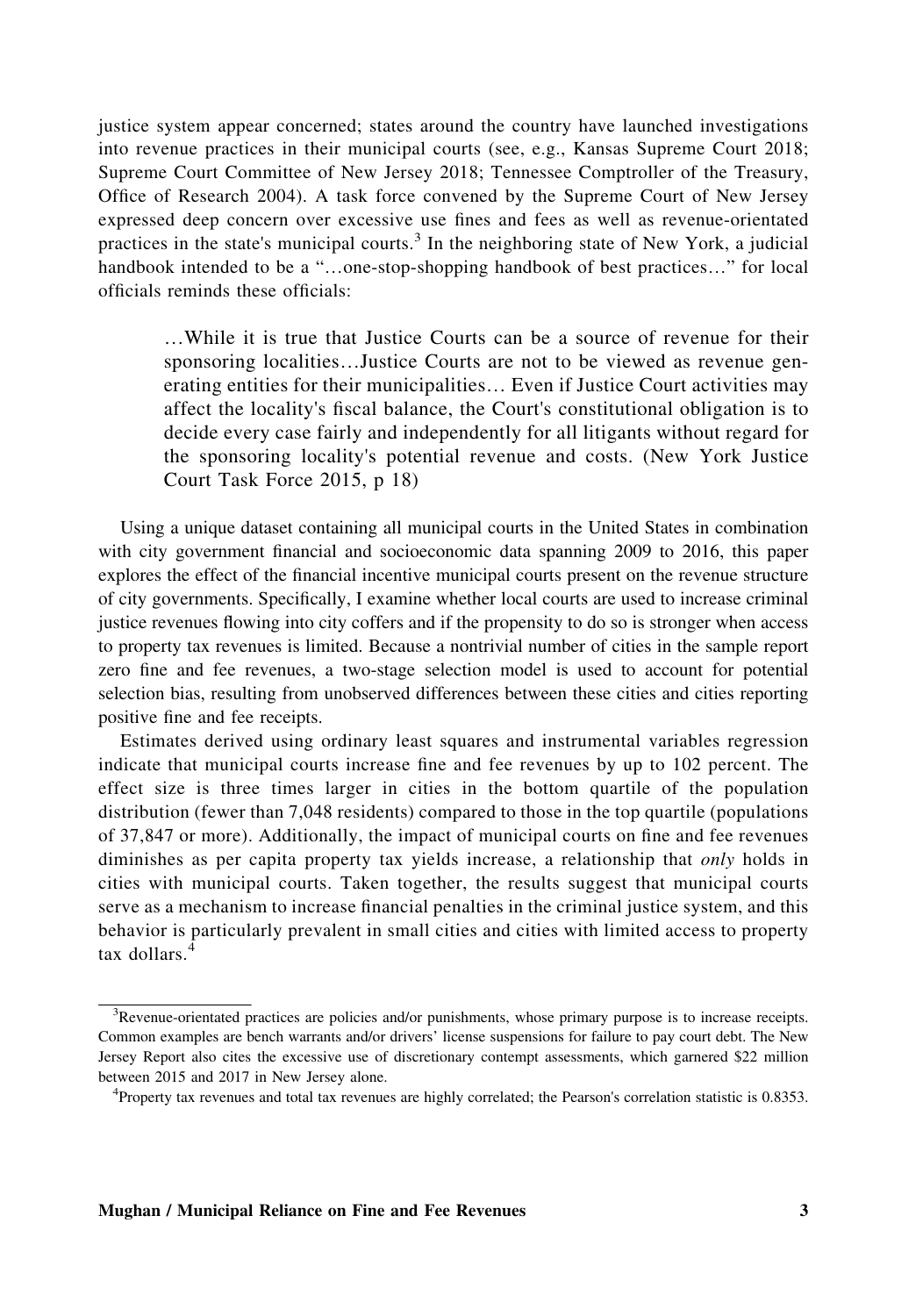justice system appear concerned; states around the country have launched investigations into revenue practices in their municipal courts (see, e.g., Kansas Supreme Court 2018; Supreme Court Committee of New Jersey 2018; Tennessee Comptroller of the Treasury, Office of Research 2004). A task force convened by the Supreme Court of New Jersey expressed deep concern over excessive use fines and fees as well as revenue-orientated practices in the state's municipal courts.[3] In the neighboring state of New York, a judicial handbook intended to be a "…one-stop-shopping handbook of best practices…" for local officials reminds these officials:

> …While it is true that Justice Courts can be a source of revenue for their sponsoring localities…Justice Courts are not to be viewed as revenue generating entities for their municipalities… Even if Justice Court activities may affect the locality's fiscal balance, the Court's constitutional obligation is to decide every case fairly and independently for all litigants without regard for the sponsoring locality's potential revenue and costs. (New York Justice Court Task Force 2015, p 18)

Using a unique dataset containing all municipal courts in the United States in combination with city government financial and socioeconomic data spanning 2009 to 2016, this paper explores the effect of the financial incentive municipal courts present on the revenue structure of city governments. Specifically, I examine whether local courts are used to increase criminal justice revenues flowing into city coffers and if the propensity to do so is stronger when access to property tax revenues is limited. Because a nontrivial number of cities in the sample report zero fine and fee revenues, a two-stage selection model is used to account for potential selection bias, resulting from unobserved differences between these cities and cities reporting positive fine and fee receipts.

Estimates derived using ordinary least squares and instrumental variables regression indicate that municipal courts increase fine and fee revenues by up to 102 percent. The effect size is three times larger in cities in the bottom quartile of the population distribution (fewer than 7,048 residents) compared to those in the top quartile (populations of 37,847 or more). Additionally, the impact of municipal courts on fine and fee revenues diminishes as per capita property tax yields increase, a relationship that *only* holds in cities with municipal courts. Taken together, the results suggest that municipal courts serve as a mechanism to increase financial penalties in the criminal justice system, and this behavior is particularly prevalent in small cities and cities with limited access to property tax dollars.[4]

---

[3] Revenue-orientated practices are policies and/or punishments, whose primary purpose is to increase receipts. Common examples are bench warrants and/or drivers' license suspensions for failure to pay court debt. The New Jersey Report also cites the excessive use of discretionary contempt assessments, which garnered $22 million between 2015 and 2017 in New Jersey alone.

[4] Property tax revenues and total tax revenues are highly correlated; the Pearson's correlation statistic is 0.8353.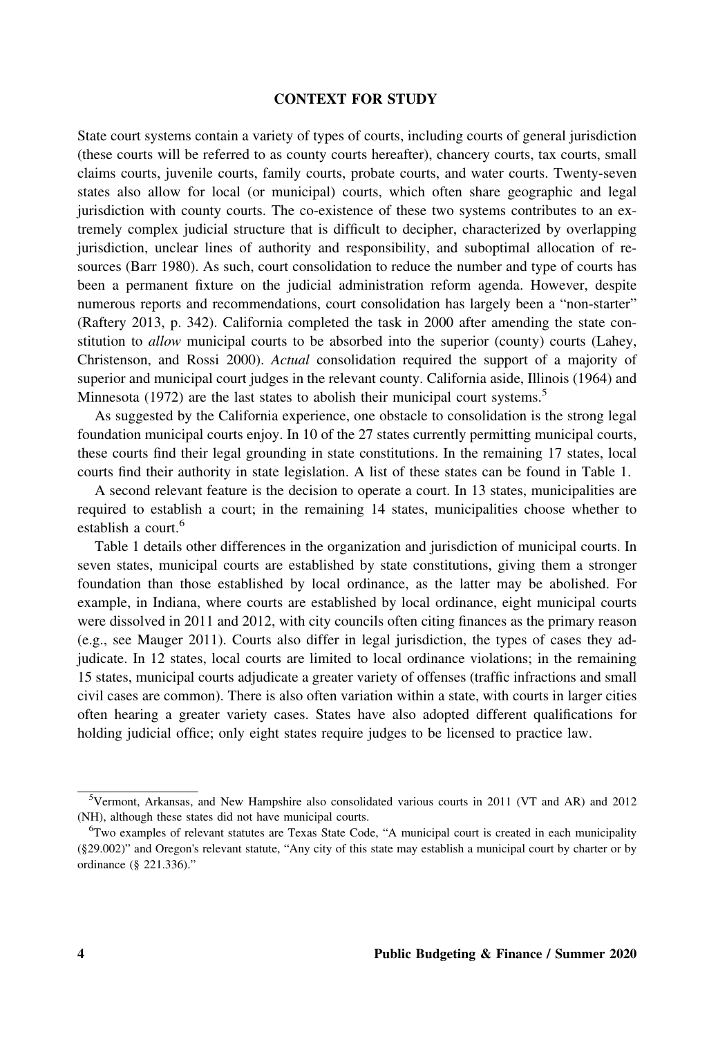## CONTEXT FOR STUDY

State court systems contain a variety of types of courts, including courts of general jurisdiction (these courts will be referred to as county courts hereafter), chancery courts, tax courts, small claims courts, juvenile courts, family courts, probate courts, and water courts. Twenty-seven states also allow for local (or municipal) courts, which often share geographic and legal jurisdiction with county courts. The co-existence of these two systems contributes to an extremely complex judicial structure that is difficult to decipher, characterized by overlapping jurisdiction, unclear lines of authority and responsibility, and suboptimal allocation of resources (Barr 1980). As such, court consolidation to reduce the number and type of courts has been a permanent fixture on the judicial administration reform agenda. However, despite numerous reports and recommendations, court consolidation has largely been a "non-starter" (Raftery 2013, p. 342). California completed the task in 2000 after amending the state constitution to *allow* municipal courts to be absorbed into the superior (county) courts (Lahey, Christenson, and Rossi 2000). *Actual* consolidation required the support of a majority of superior and municipal court judges in the relevant county. California aside, Illinois (1964) and Minnesota (1972) are the last states to abolish their municipal court systems.[5]

As suggested by the California experience, one obstacle to consolidation is the strong legal foundation municipal courts enjoy. In 10 of the 27 states currently permitting municipal courts, these courts find their legal grounding in state constitutions. In the remaining 17 states, local courts find their authority in state legislation. A list of these states can be found in Table 1.

A second relevant feature is the decision to operate a court. In 13 states, municipalities are required to establish a court; in the remaining 14 states, municipalities choose whether to establish a court.[6]

Table 1 details other differences in the organization and jurisdiction of municipal courts. In seven states, municipal courts are established by state constitutions, giving them a stronger foundation than those established by local ordinance, as the latter may be abolished. For example, in Indiana, where courts are established by local ordinance, eight municipal courts were dissolved in 2011 and 2012, with city councils often citing finances as the primary reason (e.g., see Mauger 2011). Courts also differ in legal jurisdiction, the types of cases they adjudicate. In 12 states, local courts are limited to local ordinance violations; in the remaining 15 states, municipal courts adjudicate a greater variety of offenses (traffic infractions and small civil cases are common). There is also often variation within a state, with courts in larger cities often hearing a greater variety cases. States have also adopted different qualifications for holding judicial office; only eight states require judges to be licensed to practice law.

---

[5] Vermont, Arkansas, and New Hampshire also consolidated various courts in 2011 (VT and AR) and 2012 (NH), although these states did not have municipal courts.

[6] Two examples of relevant statutes are Texas State Code, "A municipal court is created in each municipality (§29.002)" and Oregon's relevant statute, "Any city of this state may establish a municipal court by charter or by ordinance (§ 221.336)."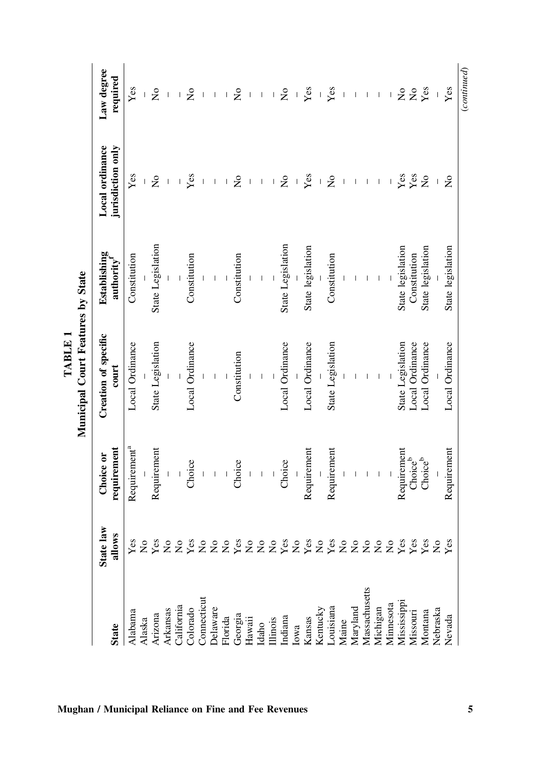**TABLE 1**

**Municipal Court Features by State**

| State | State law allows | Choice or requirement | Creation of specific court | Establishing authority[f] | Local ordinance jurisdiction only | Law degree required |
|---|---|---|---|---|---|---|
| Alabama | Yes | Requirement[a] | Local Ordinance | Constitution | Yes | Yes |
| Alaska | No | – | – | – | – | – |
| Arizona | Yes | Requirement | State Legislation | State Legislation | No | No |
| Arkansas | No | – | – | – | – | – |
| California | No | – | – | – | – | – |
| Colorado | Yes | Choice | Local Ordinance | Constitution | Yes | No |
| Connecticut | No | – | – | – | – | – |
| Delaware | No | – | – | – | – | – |
| Florida | No | – | – | – | – | – |
| Georgia | Yes | Choice | Constitution | Constitution | No | No |
| Hawaii | No | – | – | – | – | – |
| Idaho | No | – | – | – | – | – |
| Illinois | No | – | – | – | – | – |
| Indiana | Yes | Choice | Local Ordinance | State Legislation | No | No |
| Iowa | No | – | – | – | – | – |
| Kansas | Yes | Requirement | Local Ordinance | State legislation | Yes | Yes |
| Kentucky | No | – | – | – | – | – |
| Louisiana | Yes | Requirement | State Legislation | Constitution | No | Yes |
| Maine | No | – | – | – | – | – |
| Maryland | No | – | – | – | – | – |
| Massachusetts | No | – | – | – | – | – |
| Michigan | No | – | – | – | – | – |
| Minnesota | No | – | – | – | – | – |
| Mississippi | Yes | Requirement | State Legislation | State legislation | Yes | No |
| Missouri | Yes | Choice[b] | Local Ordinance | Constitution | Yes | No |
| Montana | Yes | Choice[b] | Local Ordinance | State legislation | No | Yes |
| Nebraska | No | – | – | – | – | – |
| Nevada | Yes | Requirement | Local Ordinance | State legislation | No | Yes |

*(continued)*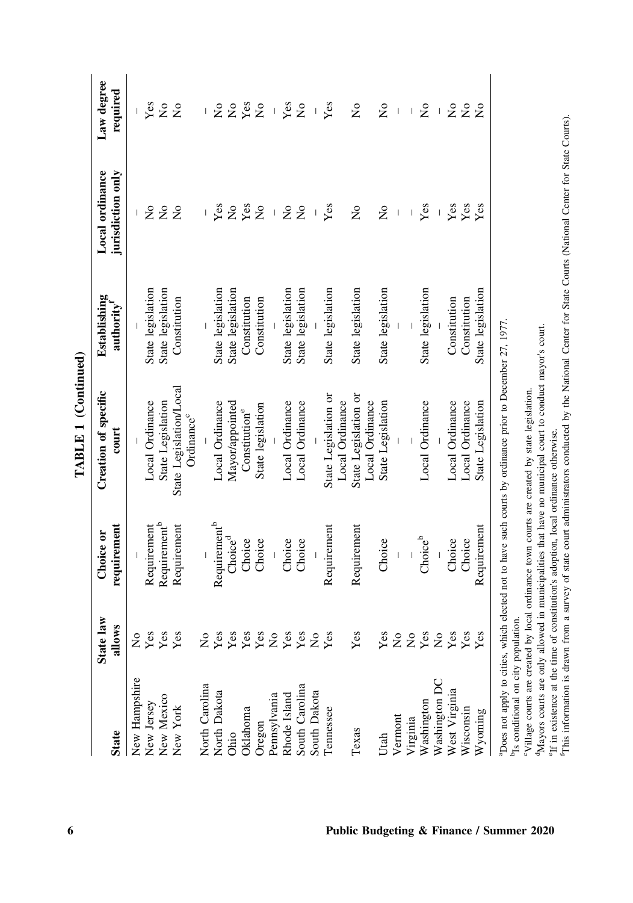**TABLE 1 (Continued)**

| State | State law allows | Choice or requirement | Creation of specific court | Establishing authority[f] | Local ordinance jurisdiction only | Law degree required |
|---|---|---|---|---|---|---|
| New Hampshire | No | – | – | – | – | – |
| New Jersey | Yes | Requirement | Local Ordinance | State legislation | No | Yes |
| New Mexico | Yes | Requirement[b] | State Legislation | State legislation | No | No |
| New York | Yes | Requirement | State Legislation/Local Ordinance[c] | Constitution | No | No |
| North Carolina | No | – | – | – | – | – |
| North Dakota | Yes | Requirement[b] | Local Ordinance | State legislation | Yes | No |
| Ohio | Yes | Choice[d] | Mayor/appointed | State legislation | No | No |
| Oklahoma | Yes | Choice | Constitution[e] | Constitution | Yes | Yes |
| Oregon | Yes | Choice | State legislation | Constitution | No | No |
| Pennsylvania | No | – | – | – | – | – |
| Rhode Island | Yes | Choice | Local Ordinance | State legislation | No | Yes |
| South Carolina | Yes | Choice | Local Ordinance | State legislation | No | No |
| South Dakota | No | – | – | – | – | – |
| Tennessee | Yes | Requirement | State Legislation or Local Ordinance | State legislation | Yes | Yes |
| Texas | Yes | Requirement | State Legislation or Local Ordinance | State legislation | No | No |
| Utah | Yes | Choice | State Legislation | State legislation | No | No |
| Vermont | No | – | – | – | – | – |
| Virginia | No | – | – | – | – | – |
| Washington | Yes | Choice[b] | Local Ordinance | State legislation | Yes | No |
| Washington DC | No | – | – | – | – | – |
| West Virginia | Yes | Choice | Local Ordinance | Constitution | Yes | No |
| Wisconsin | Yes | Choice | Local Ordinance | Constitution | Yes | No |
| Wyoming | Yes | Requirement | State Legislation | State legislation | Yes | No |

[a]Does not apply to cities, which elected not to have such courts by ordinance prior to December 27, 1977.
[b]Is conditional on city population.
[c]Village courts are created by local ordinance town courts are created by state legislation.
[d]Mayors courts are only allowed in municipalities that have no municipal court to conduct mayor's court.
[e]If in existence at the time of constitution's adoption, local ordinance otherwise.
[f]This information is drawn from a survey of state court administrators conducted by the National Center for State Courts (National Center for State Courts).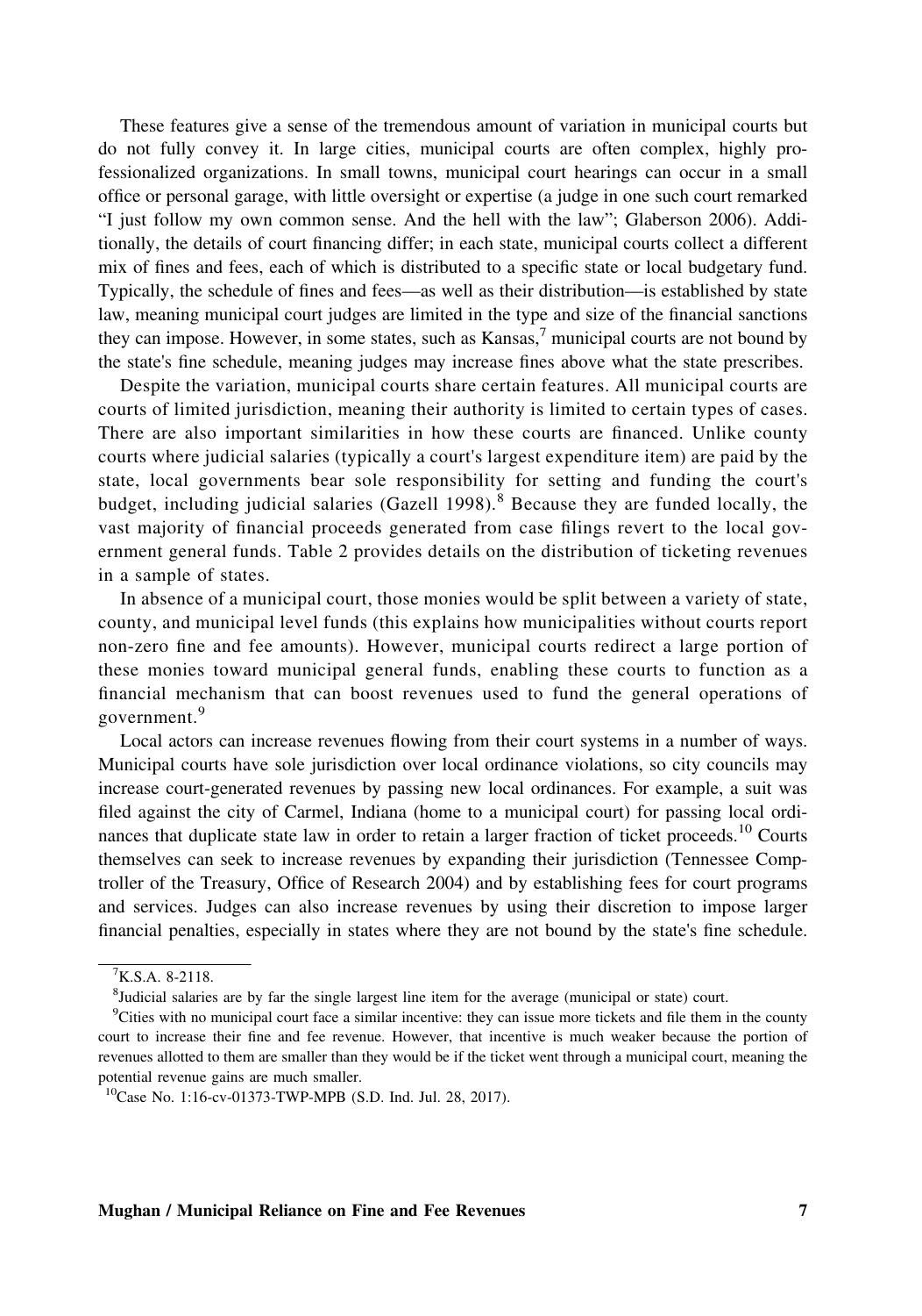These features give a sense of the tremendous amount of variation in municipal courts but do not fully convey it. In large cities, municipal courts are often complex, highly professionalized organizations. In small towns, municipal court hearings can occur in a small office or personal garage, with little oversight or expertise (a judge in one such court remarked "I just follow my own common sense. And the hell with the law"; Glaberson 2006). Additionally, the details of court financing differ; in each state, municipal courts collect a different mix of fines and fees, each of which is distributed to a specific state or local budgetary fund. Typically, the schedule of fines and fees—as well as their distribution—is established by state law, meaning municipal court judges are limited in the type and size of the financial sanctions they can impose. However, in some states, such as Kansas,[7] municipal courts are not bound by the state's fine schedule, meaning judges may increase fines above what the state prescribes.

Despite the variation, municipal courts share certain features. All municipal courts are courts of limited jurisdiction, meaning their authority is limited to certain types of cases. There are also important similarities in how these courts are financed. Unlike county courts where judicial salaries (typically a court's largest expenditure item) are paid by the state, local governments bear sole responsibility for setting and funding the court's budget, including judicial salaries (Gazell 1998).[8] Because they are funded locally, the vast majority of financial proceeds generated from case filings revert to the local government general funds. Table 2 provides details on the distribution of ticketing revenues in a sample of states.

In absence of a municipal court, those monies would be split between a variety of state, county, and municipal level funds (this explains how municipalities without courts report non-zero fine and fee amounts). However, municipal courts redirect a large portion of these monies toward municipal general funds, enabling these courts to function as a financial mechanism that can boost revenues used to fund the general operations of government.[9]

Local actors can increase revenues flowing from their court systems in a number of ways. Municipal courts have sole jurisdiction over local ordinance violations, so city councils may increase court-generated revenues by passing new local ordinances. For example, a suit was filed against the city of Carmel, Indiana (home to a municipal court) for passing local ordinances that duplicate state law in order to retain a larger fraction of ticket proceeds.[10] Courts themselves can seek to increase revenues by expanding their jurisdiction (Tennessee Comptroller of the Treasury, Office of Research 2004) and by establishing fees for court programs and services. Judges can also increase revenues by using their discretion to impose larger financial penalties, especially in states where they are not bound by the state's fine schedule.

---

[7] K.S.A. 8-2118.

[8] Judicial salaries are by far the single largest line item for the average (municipal or state) court.

[9] Cities with no municipal court face a similar incentive: they can issue more tickets and file them in the county court to increase their fine and fee revenue. However, that incentive is much weaker because the portion of revenues allotted to them are smaller than they would be if the ticket went through a municipal court, meaning the potential revenue gains are much smaller.

[10] Case No. 1:16-cv-01373-TWP-MPB (S.D. Ind. Jul. 28, 2017).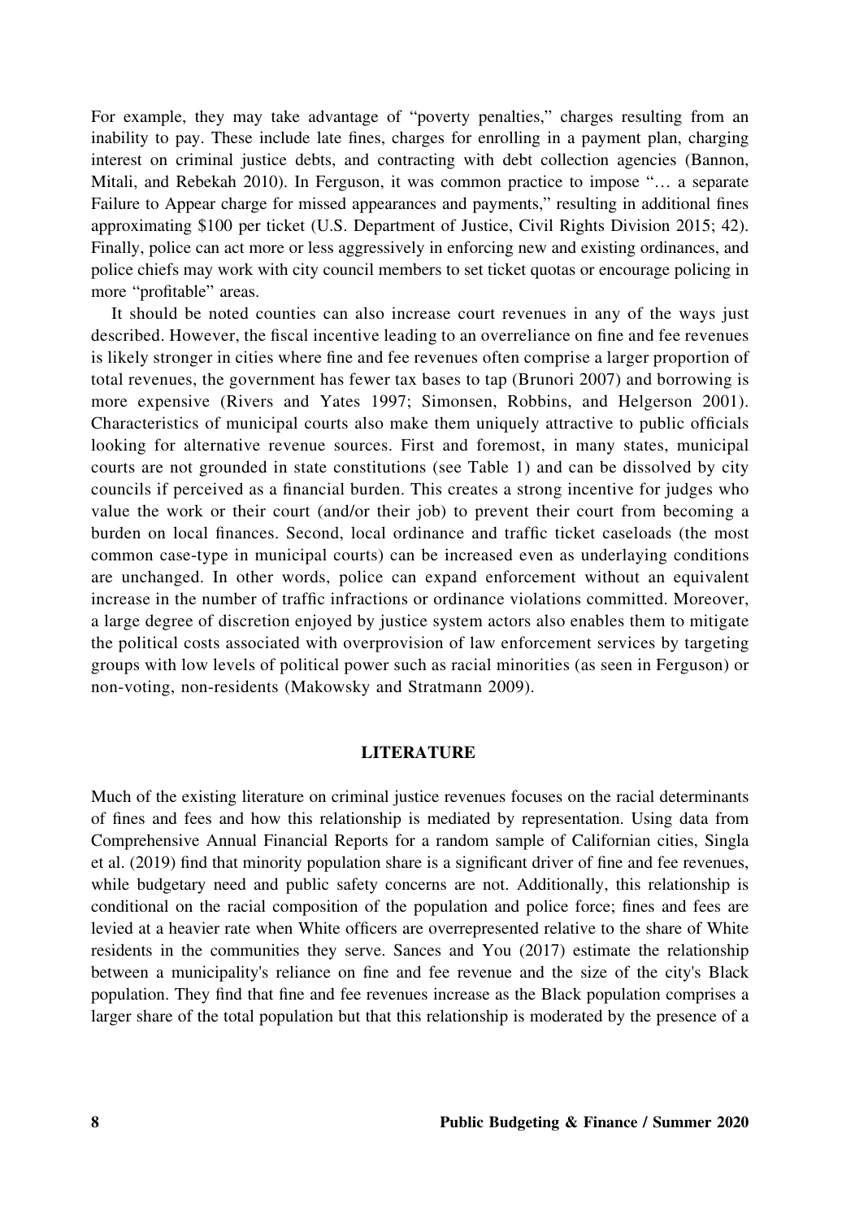For example, they may take advantage of "poverty penalties," charges resulting from an inability to pay. These include late fines, charges for enrolling in a payment plan, charging interest on criminal justice debts, and contracting with debt collection agencies (Bannon, Mitali, and Rebekah 2010). In Ferguson, it was common practice to impose "… a separate Failure to Appear charge for missed appearances and payments," resulting in additional fines approximating $100 per ticket (U.S. Department of Justice, Civil Rights Division 2015; 42). Finally, police can act more or less aggressively in enforcing new and existing ordinances, and police chiefs may work with city council members to set ticket quotas or encourage policing in more "profitable" areas.

It should be noted counties can also increase court revenues in any of the ways just described. However, the fiscal incentive leading to an overreliance on fine and fee revenues is likely stronger in cities where fine and fee revenues often comprise a larger proportion of total revenues, the government has fewer tax bases to tap (Brunori 2007) and borrowing is more expensive (Rivers and Yates 1997; Simonsen, Robbins, and Helgerson 2001). Characteristics of municipal courts also make them uniquely attractive to public officials looking for alternative revenue sources. First and foremost, in many states, municipal courts are not grounded in state constitutions (see Table 1) and can be dissolved by city councils if perceived as a financial burden. This creates a strong incentive for judges who value the work or their court (and/or their job) to prevent their court from becoming a burden on local finances. Second, local ordinance and traffic ticket caseloads (the most common case-type in municipal courts) can be increased even as underlaying conditions are unchanged. In other words, police can expand enforcement without an equivalent increase in the number of traffic infractions or ordinance violations committed. Moreover, a large degree of discretion enjoyed by justice system actors also enables them to mitigate the political costs associated with overprovision of law enforcement services by targeting groups with low levels of political power such as racial minorities (as seen in Ferguson) or non-voting, non-residents (Makowsky and Stratmann 2009).

## LITERATURE

Much of the existing literature on criminal justice revenues focuses on the racial determinants of fines and fees and how this relationship is mediated by representation. Using data from Comprehensive Annual Financial Reports for a random sample of Californian cities, Singla et al. (2019) find that minority population share is a significant driver of fine and fee revenues, while budgetary need and public safety concerns are not. Additionally, this relationship is conditional on the racial composition of the population and police force; fines and fees are levied at a heavier rate when White officers are overrepresented relative to the share of White residents in the communities they serve. Sances and You (2017) estimate the relationship between a municipality's reliance on fine and fee revenue and the size of the city's Black population. They find that fine and fee revenues increase as the Black population comprises a larger share of the total population but that this relationship is moderated by the presence of a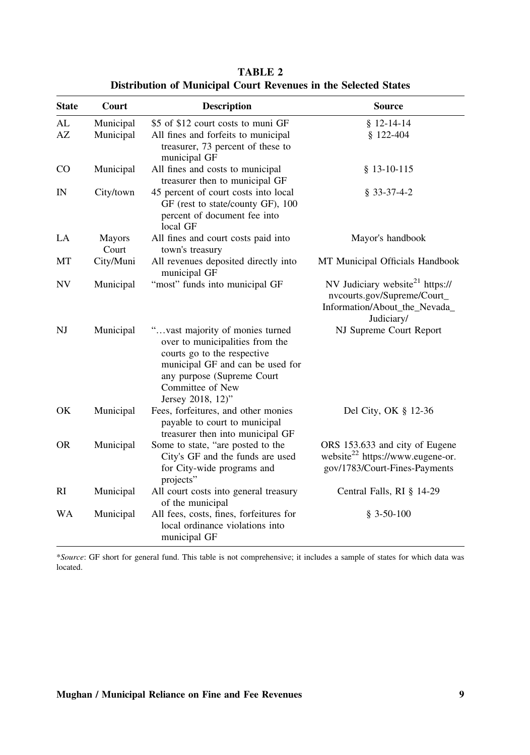**TABLE 2**
**Distribution of Municipal Court Revenues in the Selected States**

| State | Court | Description | Source |
|---|---|---|---|
| AL | Municipal | $5 of $12 court costs to muni GF | § 12-14-14 |
| AZ | Municipal | All fines and forfeits to municipal treasurer, 73 percent of these to municipal GF | § 122-404 |
| CO | Municipal | All fines and costs to municipal treasurer then to municipal GF | § 13-10-115 |
| IN | City/town | 45 percent of court costs into local GF (rest to state/county GF), 100 percent of document fee into local GF | § 33-37-4-2 |
| LA | Mayors Court | All fines and court costs paid into town's treasury | Mayor's handbook |
| MT | City/Muni | All revenues deposited directly into municipal GF | MT Municipal Officials Handbook |
| NV | Municipal | "most" funds into municipal GF | NV Judiciary website[21] https://nvcourts.gov/Supreme/Court_Information/About_the_Nevada_Judiciary/ |
| NJ | Municipal | "…vast majority of monies turned over to municipalities from the courts go to the respective municipal GF and can be used for any purpose (Supreme Court Committee of New Jersey 2018, 12)" | NJ Supreme Court Report |
| OK | Municipal | Fees, forfeitures, and other monies payable to court to municipal treasurer then into municipal GF | Del City, OK § 12-36 |
| OR | Municipal | Some to state, "are posted to the City's GF and the funds are used for City-wide programs and projects" | ORS 153.633 and city of Eugene website[22] https://www.eugene-or.gov/1783/Court-Fines-Payments |
| RI | Municipal | All court costs into general treasury of the municipal | Central Falls, RI § 14-29 |
| WA | Municipal | All fees, costs, fines, forfeitures for local ordinance violations into municipal GF | § 3-50-100 |

\**Source*: GF short for general fund. This table is not comprehensive; it includes a sample of states for which data was located.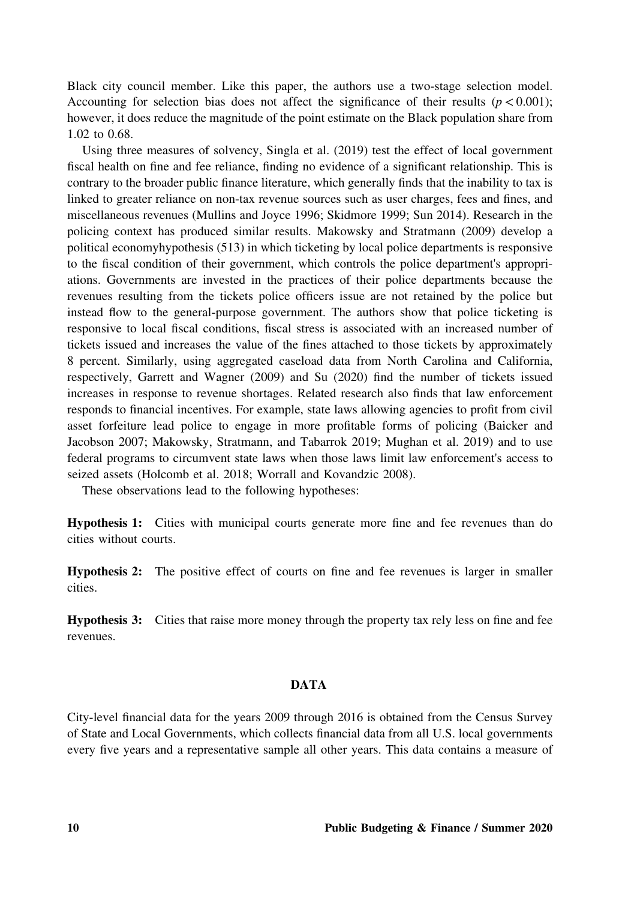Black city council member. Like this paper, the authors use a two-stage selection model. Accounting for selection bias does not affect the significance of their results ($p < 0.001$); however, it does reduce the magnitude of the point estimate on the Black population share from 1.02 to 0.68.

Using three measures of solvency, Singla et al. (2019) test the effect of local government fiscal health on fine and fee reliance, finding no evidence of a significant relationship. This is contrary to the broader public finance literature, which generally finds that the inability to tax is linked to greater reliance on non-tax revenue sources such as user charges, fees and fines, and miscellaneous revenues (Mullins and Joyce 1996; Skidmore 1999; Sun 2014). Research in the policing context has produced similar results. Makowsky and Stratmann (2009) develop a political economyhypothesis (513) in which ticketing by local police departments is responsive to the fiscal condition of their government, which controls the police department's appropriations. Governments are invested in the practices of their police departments because the revenues resulting from the tickets police officers issue are not retained by the police but instead flow to the general-purpose government. The authors show that police ticketing is responsive to local fiscal conditions, fiscal stress is associated with an increased number of tickets issued and increases the value of the fines attached to those tickets by approximately 8 percent. Similarly, using aggregated caseload data from North Carolina and California, respectively, Garrett and Wagner (2009) and Su (2020) find the number of tickets issued increases in response to revenue shortages. Related research also finds that law enforcement responds to financial incentives. For example, state laws allowing agencies to profit from civil asset forfeiture lead police to engage in more profitable forms of policing (Baicker and Jacobson 2007; Makowsky, Stratmann, and Tabarrok 2019; Mughan et al. 2019) and to use federal programs to circumvent state laws when those laws limit law enforcement's access to seized assets (Holcomb et al. 2018; Worrall and Kovandzic 2008).

These observations lead to the following hypotheses:

**Hypothesis 1:** Cities with municipal courts generate more fine and fee revenues than do cities without courts.

**Hypothesis 2:** The positive effect of courts on fine and fee revenues is larger in smaller cities.

**Hypothesis 3:** Cities that raise more money through the property tax rely less on fine and fee revenues.

## DATA

City-level financial data for the years 2009 through 2016 is obtained from the Census Survey of State and Local Governments, which collects financial data from all U.S. local governments every five years and a representative sample all other years. This data contains a measure of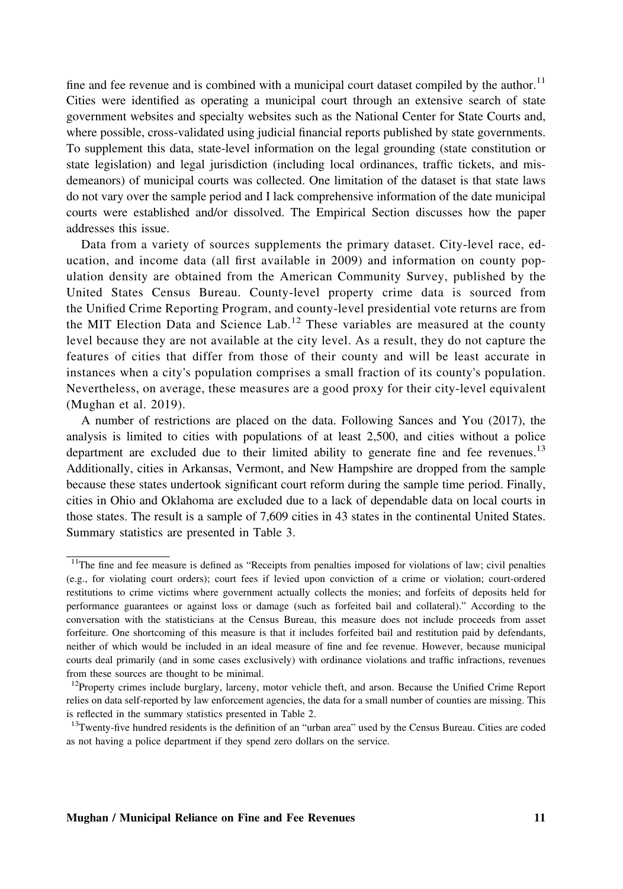fine and fee revenue and is combined with a municipal court dataset compiled by the author.[11] Cities were identified as operating a municipal court through an extensive search of state government websites and specialty websites such as the National Center for State Courts and, where possible, cross-validated using judicial financial reports published by state governments. To supplement this data, state-level information on the legal grounding (state constitution or state legislation) and legal jurisdiction (including local ordinances, traffic tickets, and misdemeanors) of municipal courts was collected. One limitation of the dataset is that state laws do not vary over the sample period and I lack comprehensive information of the date municipal courts were established and/or dissolved. The Empirical Section discusses how the paper addresses this issue.

Data from a variety of sources supplements the primary dataset. City-level race, education, and income data (all first available in 2009) and information on county population density are obtained from the American Community Survey, published by the United States Census Bureau. County-level property crime data is sourced from the Unified Crime Reporting Program, and county-level presidential vote returns are from the MIT Election Data and Science Lab.[12] These variables are measured at the county level because they are not available at the city level. As a result, they do not capture the features of cities that differ from those of their county and will be least accurate in instances when a city's population comprises a small fraction of its county's population. Nevertheless, on average, these measures are a good proxy for their city-level equivalent (Mughan et al. 2019).

A number of restrictions are placed on the data. Following Sances and You (2017), the analysis is limited to cities with populations of at least 2,500, and cities without a police department are excluded due to their limited ability to generate fine and fee revenues.[13] Additionally, cities in Arkansas, Vermont, and New Hampshire are dropped from the sample because these states undertook significant court reform during the sample time period. Finally, cities in Ohio and Oklahoma are excluded due to a lack of dependable data on local courts in those states. The result is a sample of 7,609 cities in 43 states in the continental United States. Summary statistics are presented in Table 3.

---

[11] The fine and fee measure is defined as "Receipts from penalties imposed for violations of law; civil penalties (e.g., for violating court orders); court fees if levied upon conviction of a crime or violation; court-ordered restitutions to crime victims where government actually collects the monies; and forfeits of deposits held for performance guarantees or against loss or damage (such as forfeited bail and collateral)." According to the conversation with the statisticians at the Census Bureau, this measure does not include proceeds from asset forfeiture. One shortcoming of this measure is that it includes forfeited bail and restitution paid by defendants, neither of which would be included in an ideal measure of fine and fee revenue. However, because municipal courts deal primarily (and in some cases exclusively) with ordinance violations and traffic infractions, revenues from these sources are thought to be minimal.

[12] Property crimes include burglary, larceny, motor vehicle theft, and arson. Because the Unified Crime Report relies on data self-reported by law enforcement agencies, the data for a small number of counties are missing. This is reflected in the summary statistics presented in Table 2.

[13] Twenty-five hundred residents is the definition of an "urban area" used by the Census Bureau. Cities are coded as not having a police department if they spend zero dollars on the service.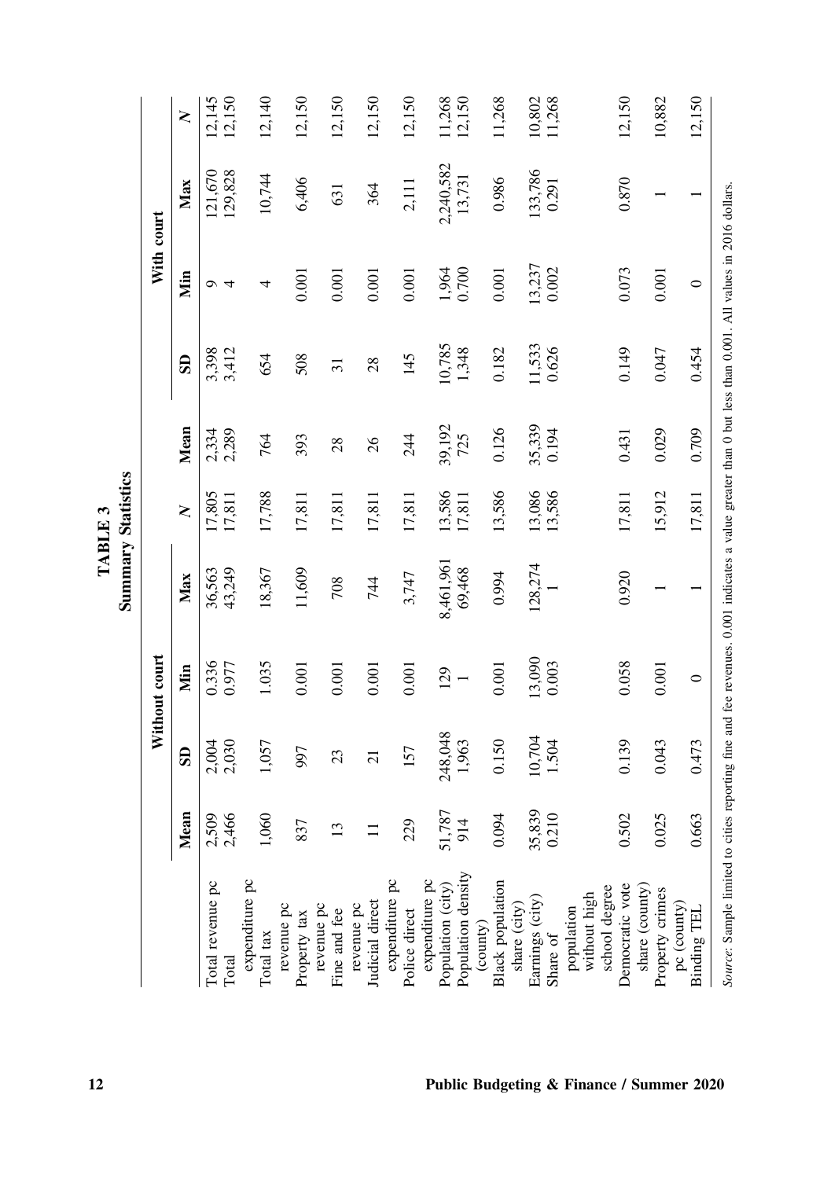**TABLE 3**
**Summary Statistics**

| | Without court | | | | | With court | | | | |
|---|---|---|---|---|---|---|---|---|---|---|
| | Mean | SD | Min | Max | N | Mean | SD | Min | Max | N |
| Total revenue pc | 2,509 | 2,004 | 0.336 | 36,563 | 17,805 | 2,334 | 3,398 | 9 | 121,670 | 12,145 |
| Total expenditure pc | 2,466 | 2,030 | 0.977 | 43,249 | 17,811 | 2,289 | 3,412 | 4 | 129,828 | 12,150 |
| Total tax revenue pc | 1,060 | 1,057 | 1.035 | 18,367 | 17,788 | 764 | 654 | 4 | 10,744 | 12,140 |
| Property tax revenue pc | 837 | 997 | 0.001 | 11,609 | 17,811 | 393 | 508 | 0.001 | 6,406 | 12,150 |
| Fine and fee revenue pc | 13 | 23 | 0.001 | 708 | 17,811 | 28 | 31 | 0.001 | 631 | 12,150 |
| Judicial direct expenditure pc | 11 | 21 | 0.001 | 744 | 17,811 | 26 | 28 | 0.001 | 364 | 12,150 |
| Police direct expenditure pc | 229 | 157 | 0.001 | 3,747 | 17,811 | 244 | 145 | 0.001 | 2,111 | 12,150 |
| Population (city) | 51,787 | 248,048 | 129 | 8,461,961 | 13,586 | 39,192 | 10,785 | 1,964 | 2,240,582 | 11,268 |
| Population density (county) | 914 | 1,963 | 1 | 69,468 | 17,811 | 725 | 1,348 | 0.700 | 13,731 | 12,150 |
| Black population share (city) | 0.094 | 0.150 | 0.001 | 0.994 | 13,586 | 0.126 | 0.182 | 0.001 | 0.986 | 11,268 |
| Earnings (city) | 35,839 | 10,704 | 13,090 | 128,274 | 13,086 | 35,339 | 11,533 | 13,237 | 133,786 | 10,802 |
| Share of population without high school degree | 0.210 | 1.504 | 0.003 | 1 | 13,586 | 0.194 | 0.626 | 0.002 | 0.291 | 11,268 |
| Democratic vote share (county) | 0.502 | 0.139 | 0.058 | 0.920 | 17,811 | 0.431 | 0.149 | 0.073 | 0.870 | 12,150 |
| Property crimes pc (county) | 0.025 | 0.043 | 0.001 | 1 | 15,912 | 0.029 | 0.047 | 0.001 | 1 | 10,882 |
| Binding TEL | 0.663 | 0.473 | 0 | 1 | 17,811 | 0.709 | 0.454 | 0 | 1 | 12,150 |

*Source*: Sample limited to cities reporting fine and fee revenues. 0.001 indicates a value greater than 0 but less than 0.001. All values in 2016 dollars.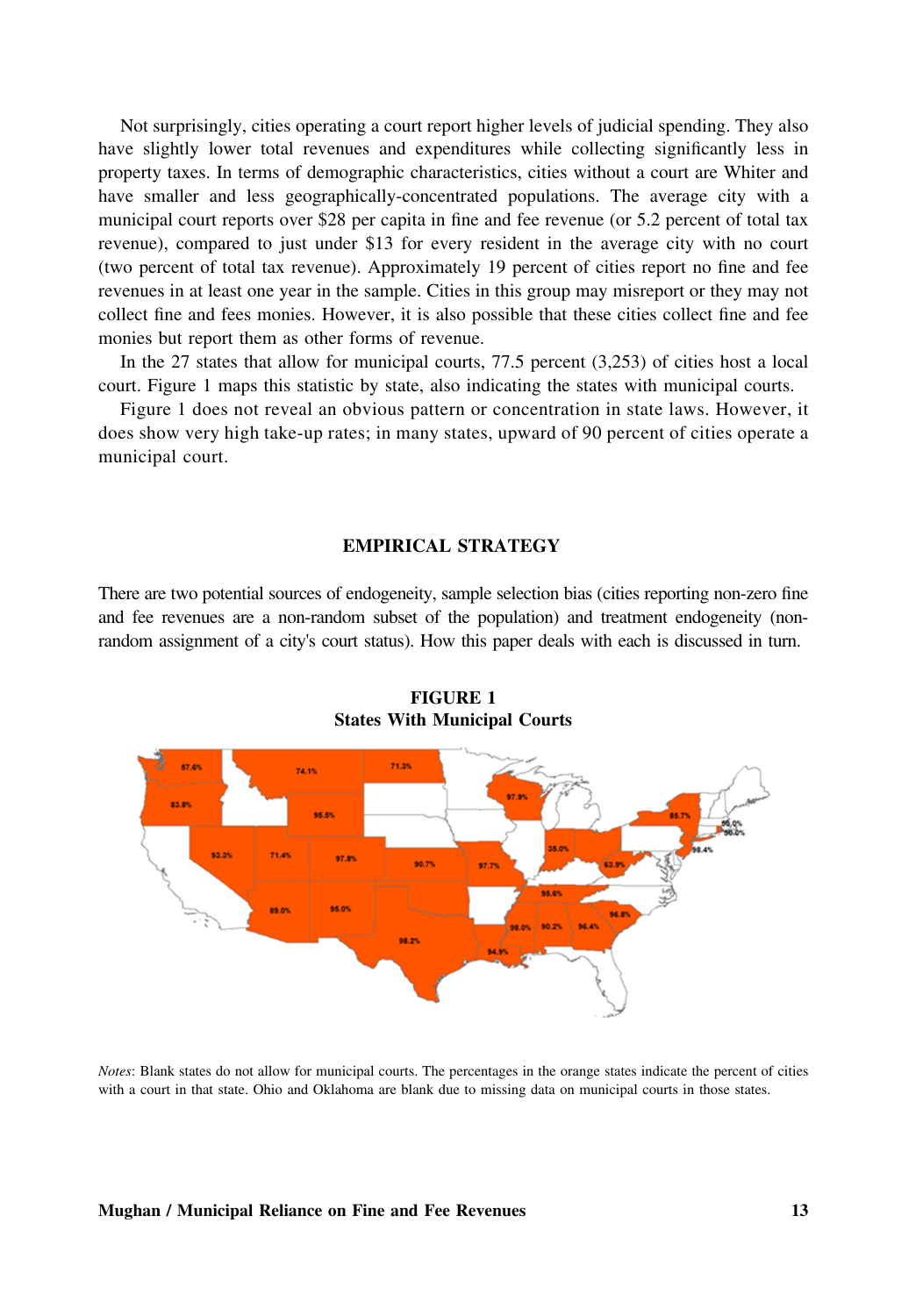Not surprisingly, cities operating a court report higher levels of judicial spending. They also have slightly lower total revenues and expenditures while collecting significantly less in property taxes. In terms of demographic characteristics, cities without a court are Whiter and have smaller and less geographically-concentrated populations. The average city with a municipal court reports over $28 per capita in fine and fee revenue (or 5.2 percent of total tax revenue), compared to just under $13 for every resident in the average city with no court (two percent of total tax revenue). Approximately 19 percent of cities report no fine and fee revenues in at least one year in the sample. Cities in this group may misreport or they may not collect fine and fees monies. However, it is also possible that these cities collect fine and fee monies but report them as other forms of revenue.

In the 27 states that allow for municipal courts, 77.5 percent (3,253) of cities host a local court. Figure 1 maps this statistic by state, also indicating the states with municipal courts.

Figure 1 does not reveal an obvious pattern or concentration in state laws. However, it does show very high take-up rates; in many states, upward of 90 percent of cities operate a municipal court.

## EMPIRICAL STRATEGY

There are two potential sources of endogeneity, sample selection bias (cities reporting non-zero fine and fee revenues are a non-random subset of the population) and treatment endogeneity (non-random assignment of a city's court status). How this paper deals with each is discussed in turn.

**FIGURE 1**
**States With Municipal Courts**

*Notes*: Blank states do not allow for municipal courts. The percentages in the orange states indicate the percent of cities with a court in that state. Ohio and Oklahoma are blank due to missing data on municipal courts in those states.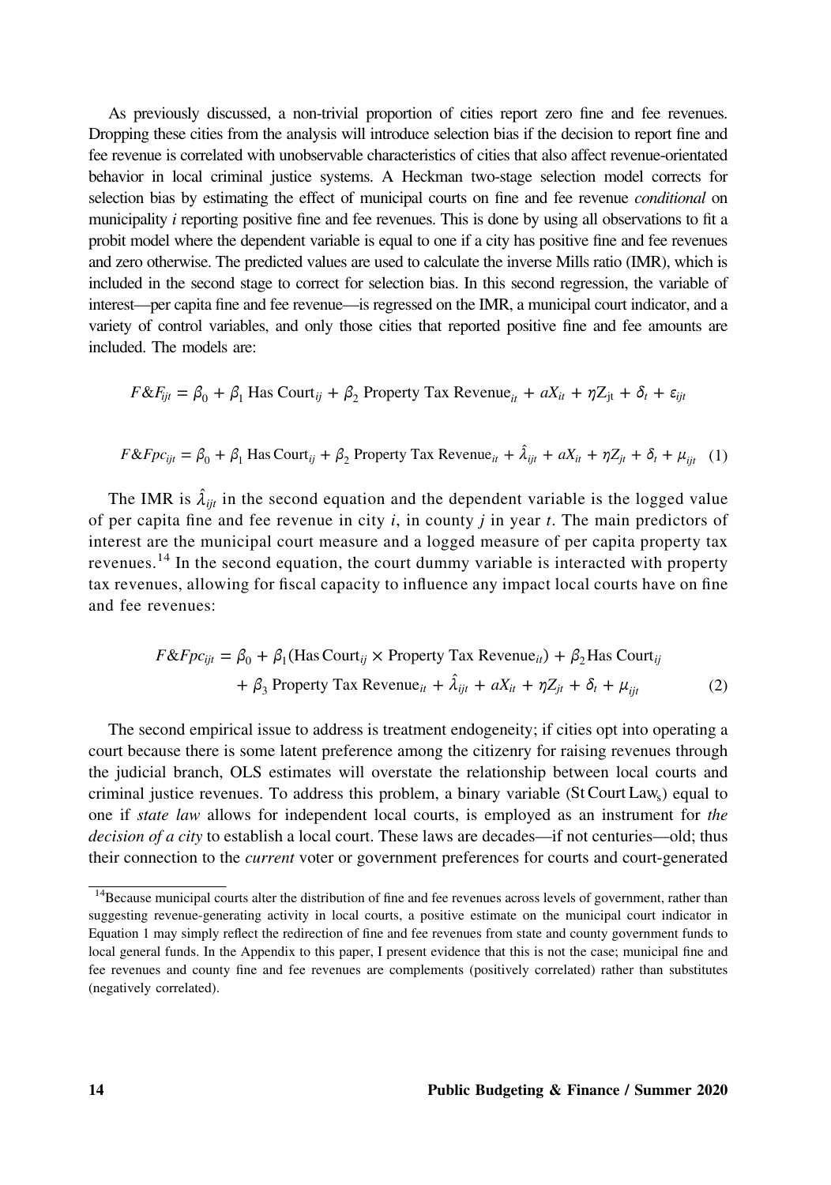As previously discussed, a non-trivial proportion of cities report zero fine and fee revenues. Dropping these cities from the analysis will introduce selection bias if the decision to report fine and fee revenue is correlated with unobservable characteristics of cities that also affect revenue-orientated behavior in local criminal justice systems. A Heckman two-stage selection model corrects for selection bias by estimating the effect of municipal courts on fine and fee revenue *conditional* on municipality *i* reporting positive fine and fee revenues. This is done by using all observations to fit a probit model where the dependent variable is equal to one if a city has positive fine and fee revenues and zero otherwise. The predicted values are used to calculate the inverse Mills ratio (IMR), which is included in the second stage to correct for selection bias. In this second regression, the variable of interest—per capita fine and fee revenue—is regressed on the IMR, a municipal court indicator, and a variety of control variables, and only those cities that reported positive fine and fee amounts are included. The models are:

$$F\&F_{ijt} = \beta_0 + \beta_1 \text{ Has Court}_{ij} + \beta_2 \text{ Property Tax Revenue}_{it} + aX_{it} + \eta Z_{jt} + \delta_t + \varepsilon_{ijt}$$

$$F\&Fpc_{ijt} = \beta_0 + \beta_1 \text{ Has Court}_{ij} + \beta_2 \text{ Property Tax Revenue}_{it} + \hat{\lambda}_{ijt} + aX_{it} + \eta Z_{jt} + \delta_t + \mu_{ijt} \quad (1)$$

The IMR is $\hat{\lambda}_{ijt}$ in the second equation and the dependent variable is the logged value of per capita fine and fee revenue in city $i$, in county $j$ in year $t$. The main predictors of interest are the municipal court measure and a logged measure of per capita property tax revenues.[14] In the second equation, the court dummy variable is interacted with property tax revenues, allowing for fiscal capacity to influence any impact local courts have on fine and fee revenues:

$$\begin{aligned} F\&Fpc_{ijt} = \beta_0 &+ \beta_1(\text{Has Court}_{ij} \times \text{Property Tax Revenue}_{it}) + \beta_2 \text{Has Court}_{ij} \\ &+ \beta_3 \text{ Property Tax Revenue}_{it} + \hat{\lambda}_{ijt} + aX_{it} + \eta Z_{jt} + \delta_t + \mu_{ijt} \end{aligned} \quad (2)$$

The second empirical issue to address is treatment endogeneity; if cities opt into operating a court because there is some latent preference among the citizenry for raising revenues through the judicial branch, OLS estimates will overstate the relationship between local courts and criminal justice revenues. To address this problem, a binary variable ($\text{St Court Law}_s$) equal to one if *state law* allows for independent local courts, is employed as an instrument for *the decision of a city* to establish a local court. These laws are decades—if not centuries—old; thus their connection to the *current* voter or government preferences for courts and court-generated

[14]Because municipal courts alter the distribution of fine and fee revenues across levels of government, rather than suggesting revenue-generating activity in local courts, a positive estimate on the municipal court indicator in Equation 1 may simply reflect the redirection of fine and fee revenues from state and county government funds to local general funds. In the Appendix to this paper, I present evidence that this is not the case; municipal fine and fee revenues and county fine and fee revenues are complements (positively correlated) rather than substitutes (negatively correlated).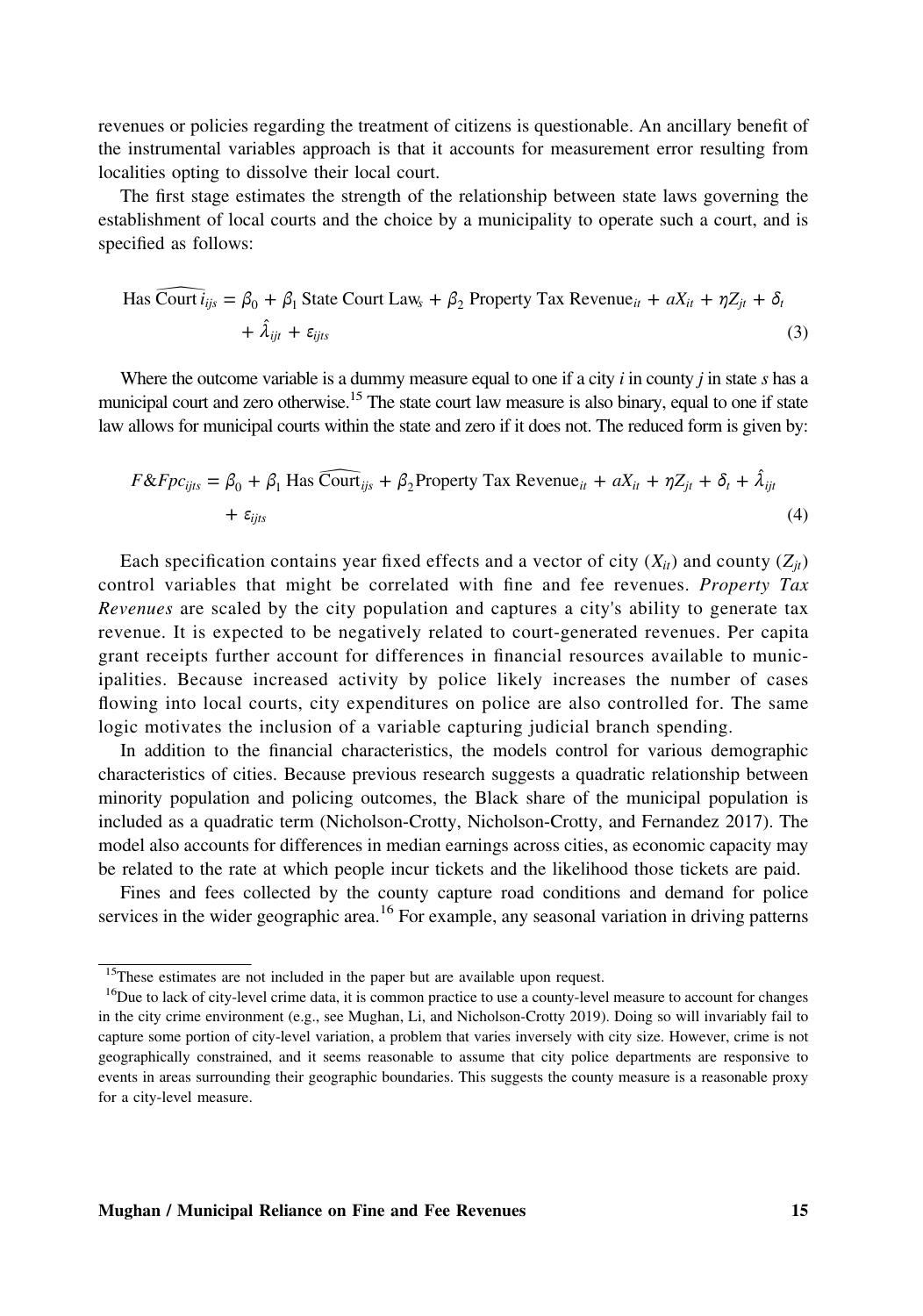revenues or policies regarding the treatment of citizens is questionable. An ancillary benefit of the instrumental variables approach is that it accounts for measurement error resulting from localities opting to dissolve their local court.

The first stage estimates the strength of the relationship between state laws governing the establishment of local courts and the choice by a municipality to operate such a court, and is specified as follows:

$$\text{Has } \widehat{\text{Court } i}_{ijs} = \beta_0 + \beta_1 \text{ State Court Law}_s + \beta_2 \text{ Property Tax Revenue}_{it} + aX_{it} + \eta Z_{jt} + \delta_t + \hat{\lambda}_{ijt} + \varepsilon_{ijts} \tag{3}$$

Where the outcome variable is a dummy measure equal to one if a city $i$ in county $j$ in state $s$ has a municipal court and zero otherwise.[15] The state court law measure is also binary, equal to one if state law allows for municipal courts within the state and zero if it does not. The reduced form is given by:

$$F\&Fpc_{ijts} = \beta_0 + \beta_1 \text{ Has } \widehat{\text{Court}}_{ijs} + \beta_2 \text{Property Tax Revenue}_{it} + aX_{it} + \eta Z_{jt} + \delta_t + \hat{\lambda}_{ijt} + \varepsilon_{ijts} \tag{4}$$

Each specification contains year fixed effects and a vector of city ($X_{it}$) and county ($Z_{jt}$) control variables that might be correlated with fine and fee revenues. *Property Tax Revenues* are scaled by the city population and captures a city's ability to generate tax revenue. It is expected to be negatively related to court-generated revenues. Per capita grant receipts further account for differences in financial resources available to municipalities. Because increased activity by police likely increases the number of cases flowing into local courts, city expenditures on police are also controlled for. The same logic motivates the inclusion of a variable capturing judicial branch spending.

In addition to the financial characteristics, the models control for various demographic characteristics of cities. Because previous research suggests a quadratic relationship between minority population and policing outcomes, the Black share of the municipal population is included as a quadratic term (Nicholson-Crotty, Nicholson-Crotty, and Fernandez 2017). The model also accounts for differences in median earnings across cities, as economic capacity may be related to the rate at which people incur tickets and the likelihood those tickets are paid.

Fines and fees collected by the county capture road conditions and demand for police services in the wider geographic area.[16] For example, any seasonal variation in driving patterns

[15]These estimates are not included in the paper but are available upon request.

[16]Due to lack of city-level crime data, it is common practice to use a county-level measure to account for changes in the city crime environment (e.g., see Mughan, Li, and Nicholson-Crotty 2019). Doing so will invariably fail to capture some portion of city-level variation, a problem that varies inversely with city size. However, crime is not geographically constrained, and it seems reasonable to assume that city police departments are responsive to events in areas surrounding their geographic boundaries. This suggests the county measure is a reasonable proxy for a city-level measure.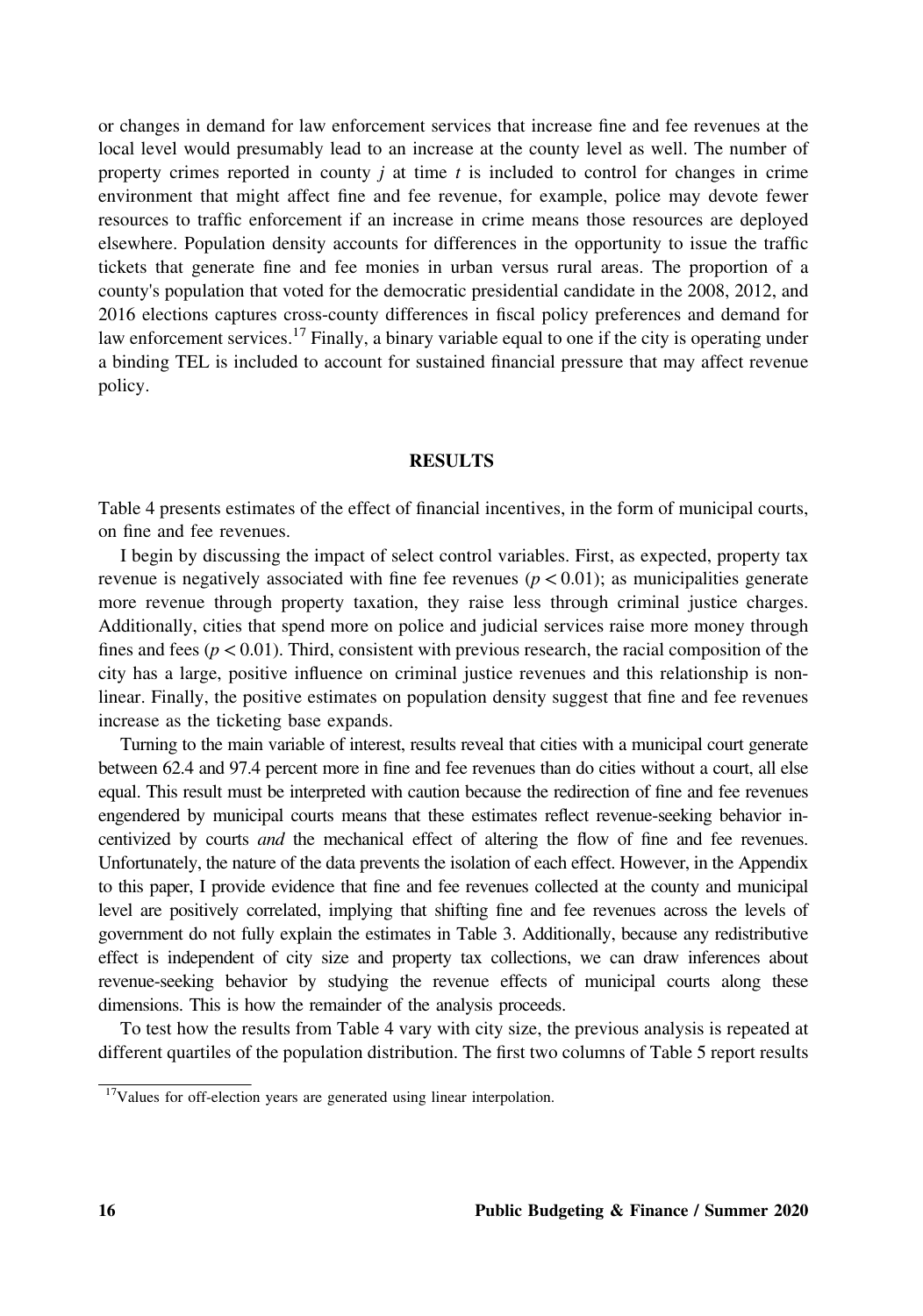or changes in demand for law enforcement services that increase fine and fee revenues at the local level would presumably lead to an increase at the county level as well. The number of property crimes reported in county $j$ at time $t$ is included to control for changes in crime environment that might affect fine and fee revenue, for example, police may devote fewer resources to traffic enforcement if an increase in crime means those resources are deployed elsewhere. Population density accounts for differences in the opportunity to issue the traffic tickets that generate fine and fee monies in urban versus rural areas. The proportion of a county's population that voted for the democratic presidential candidate in the 2008, 2012, and 2016 elections captures cross-county differences in fiscal policy preferences and demand for law enforcement services.[17] Finally, a binary variable equal to one if the city is operating under a binding TEL is included to account for sustained financial pressure that may affect revenue policy.

## RESULTS

Table 4 presents estimates of the effect of financial incentives, in the form of municipal courts, on fine and fee revenues.

I begin by discussing the impact of select control variables. First, as expected, property tax revenue is negatively associated with fine fee revenues ($p < 0.01$); as municipalities generate more revenue through property taxation, they raise less through criminal justice charges. Additionally, cities that spend more on police and judicial services raise more money through fines and fees ($p < 0.01$). Third, consistent with previous research, the racial composition of the city has a large, positive influence on criminal justice revenues and this relationship is nonlinear. Finally, the positive estimates on population density suggest that fine and fee revenues increase as the ticketing base expands.

Turning to the main variable of interest, results reveal that cities with a municipal court generate between 62.4 and 97.4 percent more in fine and fee revenues than do cities without a court, all else equal. This result must be interpreted with caution because the redirection of fine and fee revenues engendered by municipal courts means that these estimates reflect revenue-seeking behavior incentivized by courts *and* the mechanical effect of altering the flow of fine and fee revenues. Unfortunately, the nature of the data prevents the isolation of each effect. However, in the Appendix to this paper, I provide evidence that fine and fee revenues collected at the county and municipal level are positively correlated, implying that shifting fine and fee revenues across the levels of government do not fully explain the estimates in Table 3. Additionally, because any redistributive effect is independent of city size and property tax collections, we can draw inferences about revenue-seeking behavior by studying the revenue effects of municipal courts along these dimensions. This is how the remainder of the analysis proceeds.

To test how the results from Table 4 vary with city size, the previous analysis is repeated at different quartiles of the population distribution. The first two columns of Table 5 report results

[17] Values for off-election years are generated using linear interpolation.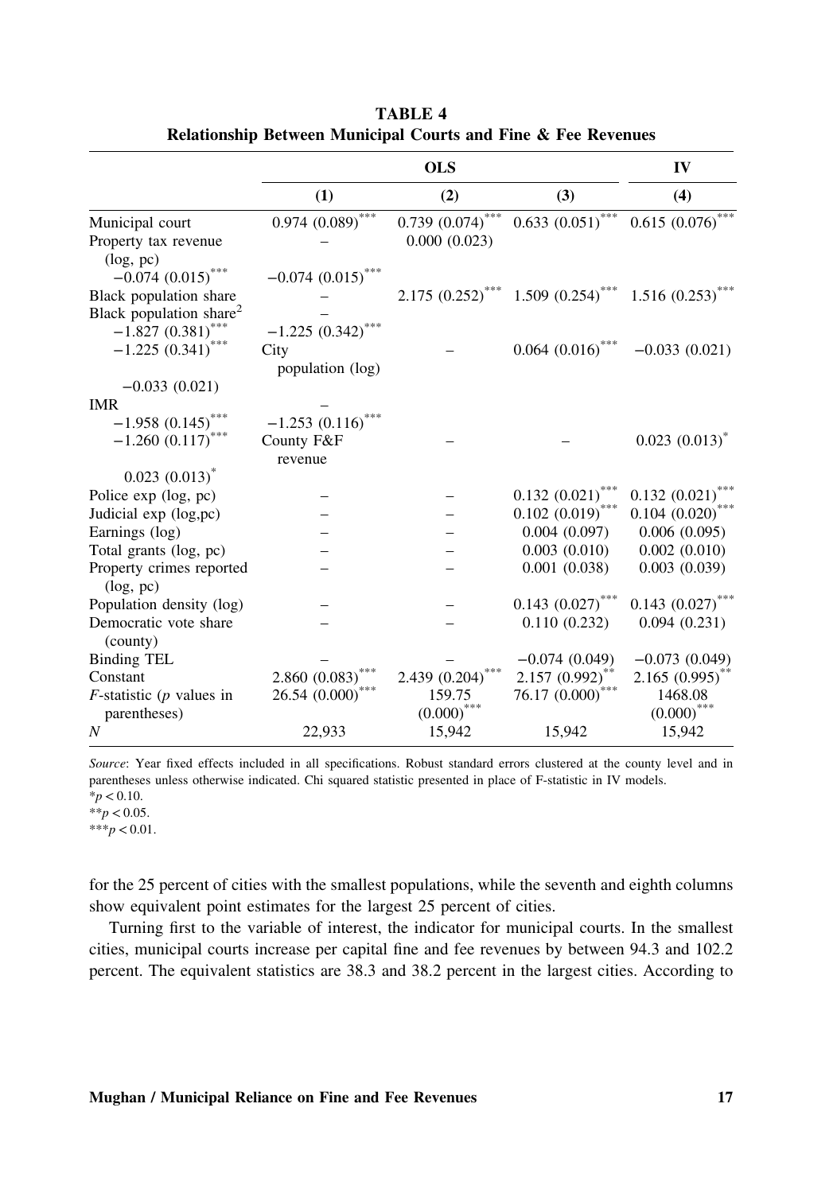**TABLE 4**
**Relationship Between Municipal Courts and Fine & Fee Revenues**

| | OLS | | | IV |
|---|---|---|---|---|
| | (1) | (2) | (3) | (4) |
| Municipal court | 0.974 (0.089)*** | 0.739 (0.074)*** | 0.633 (0.051)*** | 0.615 (0.076)*** |
| Property tax revenue (log, pc) | – | 0.000 (0.023) | −0.074 (0.015)*** | −0.074 (0.015)*** |
| Black population share | – | 2.175 (0.252)*** | 1.509 (0.254)*** | 1.516 (0.253)*** |
| Black population share$^2$ | – | −1.827 (0.381)*** | −1.225 (0.342)*** | −1.225 (0.341)*** |
| City population (log) | – | 0.064 (0.016)*** | −0.033 (0.021) | −0.033 (0.021) |
| IMR | – | −1.958 (0.145)*** | −1.253 (0.116)*** | −1.260 (0.117)*** |
| County F&F revenue | – | – | 0.023 (0.013)* | 0.023 (0.013)* |
| Police exp (log, pc) | – | – | 0.132 (0.021)*** | 0.132 (0.021)*** |
| Judicial exp (log,pc) | – | – | 0.102 (0.019)*** | 0.104 (0.020)*** |
| Earnings (log) | – | – | 0.004 (0.097) | 0.006 (0.095) |
| Total grants (log, pc) | – | – | 0.003 (0.010) | 0.002 (0.010) |
| Property crimes reported (log, pc) | – | – | 0.001 (0.038) | 0.003 (0.039) |
| Population density (log) | – | – | 0.143 (0.027)*** | 0.143 (0.027)*** |
| Democratic vote share (county) | – | – | 0.110 (0.232) | 0.094 (0.231) |
| Binding TEL | – | – | −0.074 (0.049) | −0.073 (0.049) |
| Constant | 2.860 (0.083)*** | 2.439 (0.204)*** | 2.157 (0.992)** | 2.165 (0.995)** |
| *F*-statistic (*p* values in parentheses) | 26.54 (0.000)*** | 159.75 (0.000)*** | 76.17 (0.000)*** | 1468.08 (0.000)*** |
| *N* | 22,933 | 15,942 | 15,942 | 15,942 |

*Source*: Year fixed effects included in all specifications. Robust standard errors clustered at the county level and in parentheses unless otherwise indicated. Chi squared statistic presented in place of F-statistic in IV models.
*$p < 0.10$.
**$p < 0.05$.
***$p < 0.01$.

for the 25 percent of cities with the smallest populations, while the seventh and eighth columns show equivalent point estimates for the largest 25 percent of cities.

Turning first to the variable of interest, the indicator for municipal courts. In the smallest cities, municipal courts increase per capital fine and fee revenues by between 94.3 and 102.2 percent. The equivalent statistics are 38.3 and 38.2 percent in the largest cities. According to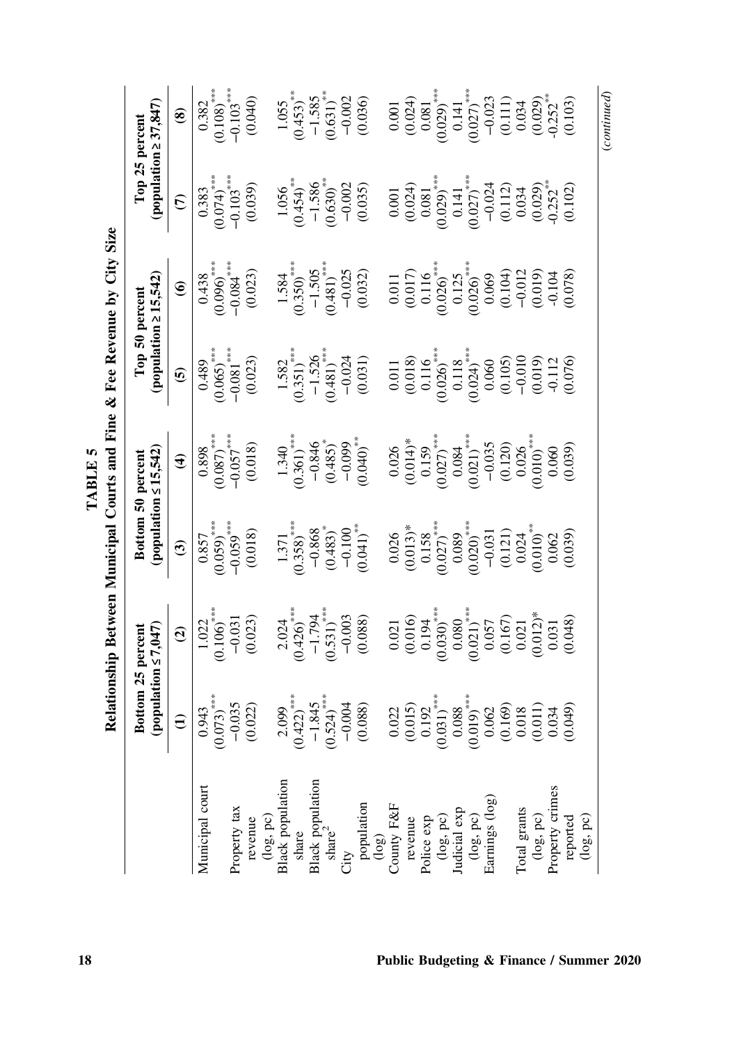**TABLE 5**

**Relationship Between Municipal Courts and Fine & Fee Revenue by City Size**

| | Bottom 25 percent (population ≤ 7,047) | | Bottom 50 percent (population ≤ 15,542) | | Top 50 percent (population ≥ 15,542) | | Top 25 percent (population ≥ 37,847) | |
|---|---|---|---|---|---|---|---|---|
| | (1) | (2) | (3) | (4) | (5) | (6) | (7) | (8) |
| Municipal court | 0.943 | 1.022 | 0.857 | 0.898 | 0.489 | 0.438 | 0.383 | 0.382 |
| | (0.073)*** | (0.106)*** | (0.059)*** | (0.087)*** | (0.065)*** | (0.096)*** | (0.074)*** | (0.108)*** |
| Property tax revenue (log, pc) | −0.035 | −0.031 | −0.059*** | −0.057*** | −0.081*** | −0.084*** | −0.103*** | −0.103*** |
| | (0.022) | (0.023) | (0.018) | (0.018) | (0.023) | (0.023) | (0.039) | (0.040) |
| Black population share | 2.099 | 2.024 | 1.371 | 1.340 | 1.582 | 1.584 | 1.056 | 1.055 |
| | (0.422)*** | (0.426)*** | (0.358)*** | (0.361)*** | (0.351)*** | (0.350)*** | (0.454)** | (0.453)** |
| Black population share$^2$ | −1.845 | −1.794 | −0.868 | −0.846 | −1.526 | −1.505 | −1.586 | −1.585 |
| | (0.524)*** | (0.531)*** | (0.483)* | (0.485)* | (0.481)*** | (0.481)*** | (0.630)** | (0.631)** |
| City population (log) | −0.004 | −0.003 | −0.100 | −0.099 | −0.024 | −0.025 | −0.002 | −0.002 |
| | (0.088) | (0.088) | (0.041)** | (0.040)** | (0.031) | (0.032) | (0.035) | (0.036) |
| County F&F revenue | 0.022 | 0.021 | 0.026 | 0.026 | 0.011 | 0.011 | 0.001 | 0.001 |
| | (0.015) | (0.016) | (0.013)* | (0.014)* | (0.018) | (0.017) | (0.024) | (0.024) |
| Police exp (log, pc) | 0.192 | 0.194 | 0.158 | 0.159 | 0.116 | 0.116 | 0.081 | 0.081 |
| | (0.031)*** | (0.030)*** | (0.027)*** | (0.027)*** | (0.026)*** | (0.026)*** | (0.029)*** | (0.029)*** |
| Judicial exp (log, pc) | 0.088 | 0.080 | 0.089 | 0.084 | 0.118 | 0.125 | 0.141 | 0.141 |
| | (0.019)*** | (0.021)*** | (0.020)*** | (0.021)*** | (0.024)*** | (0.026)*** | (0.027)*** | (0.027)*** |
| Earnings (log) | 0.062 | 0.057 | −0.031 | −0.035 | 0.060 | 0.069 | −0.024 | −0.023 |
| | (0.169) | (0.167) | (0.121) | (0.120) | (0.105) | (0.104) | (0.112) | (0.111) |
| Total grants (log, pc) | 0.018 | 0.021 | 0.024 | 0.026 | −0.010 | −0.012 | 0.034 | 0.034 |
| | (0.011) | (0.012)* | (0.010)** | (0.010)*** | (0.019) | (0.019) | (0.029) | (0.029) |
| Property crimes reported (log, pc) | 0.034 | 0.031 | 0.062 | 0.060 | -0.112 | -0.104 | -0.252** | -0.252** |
| | (0.049) | (0.048) | (0.039) | (0.039) | (0.076) | (0.078) | (0.102) | (0.103) |

(continued)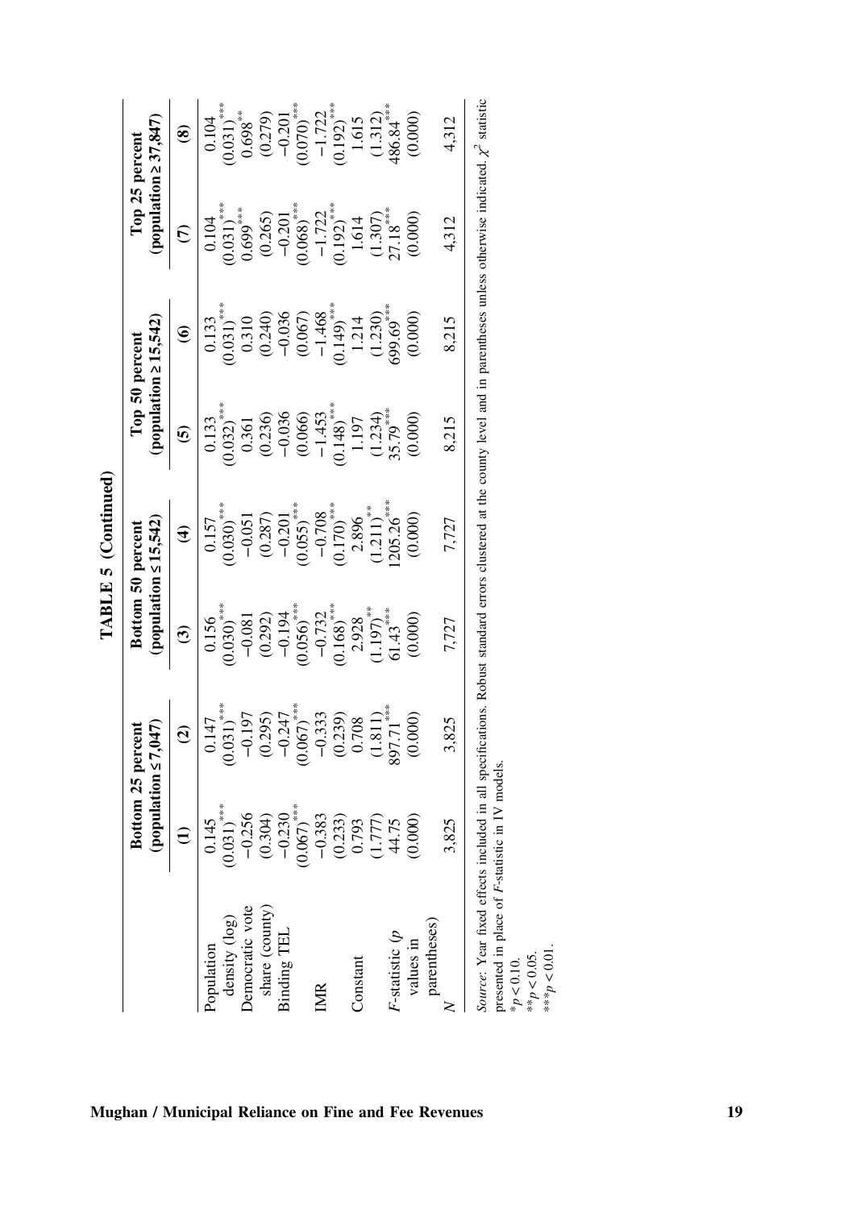**TABLE 5 (Continued)**

| | Bottom 25 percent (population ≤ 7,047) | | Bottom 50 percent (population ≤ 15,542) | | Top 50 percent (population ≥ 15,542) | | Top 25 percent (population ≥ 37,847) | |
|---|---|---|---|---|---|---|---|---|
| | (1) | (2) | (3) | (4) | (5) | (6) | (7) | (8) |
| Population density (log) | 0.145 | 0.147 | 0.156 | 0.157 | 0.133 | 0.133 | 0.104 | 0.104 |
| | $(0.031)^{***}$ | $(0.031)^{***}$ | $(0.030)^{***}$ | $(0.030)^{***}$ | $(0.032)^{***}$ | $(0.031)^{***}$ | $(0.031)^{***}$ | $(0.031)^{***}$ |
| Democratic vote share (county) | −0.256 | −0.197 | −0.081 | −0.051 | 0.361 | 0.310 | $0.699^{***}$ | $0.698^{***}$ |
| | (0.304) | (0.295) | (0.292) | (0.287) | (0.236) | (0.240) | (0.265) | (0.279) |
| Binding TEL | −0.230 | −0.247 | −0.194 | −0.201 | −0.036 | −0.036 | −0.201 | −0.201 |
| | $(0.067)^{***}$ | $(0.067)^{***}$ | $(0.056)^{***}$ | $(0.055)^{***}$ | (0.066) | (0.067) | $(0.068)^{***}$ | $(0.070)^{***}$ |
| IMR | −0.383 | −0.333 | −0.732 | −0.708 | −1.453 | −1.468 | −1.722 | −1.722 |
| | (0.233) | (0.239) | $(0.168)^{***}$ | $(0.170)^{***}$ | $(0.148)^{***}$ | $(0.149)^{***}$ | $(0.192)^{***}$ | $(0.192)^{***}$ |
| Constant | 0.793 | 0.708 | 2.928 | 2.896 | 1.197 | 1.214 | 1.614 | 1.615 |
| | (1.777) | (1.811) | $(1.197)^{**}$ | $(1.211)^{**}$ | (1.234) | (1.230) | (1.307) | (1.312) |
| $F$-statistic ($p$ values in parentheses) | 44.75 | $897.71^{***}$ | $61.43^{***}$ | $1205.26^{***}$ | $35.79^{***}$ | $699.69^{***}$ | $27.18^{***}$ | $486.84^{***}$ |
| | (0.000) | (0.000) | (0.000) | (0.000) | (0.000) | (0.000) | (0.000) | (0.000) |
| $N$ | 3,825 | 3,825 | 7,727 | 7,727 | 8,215 | 8,215 | 4,312 | 4,312 |

*Source*: Year fixed effects included in all specifications. Robust standard errors clustered at the county level and in parentheses unless otherwise indicated. $\chi^2$ statistic presented in place of $F$-statistic in IV models.

$^{*}p < 0.10$.
$^{**}p < 0.05$.
$^{***}p < 0.01$.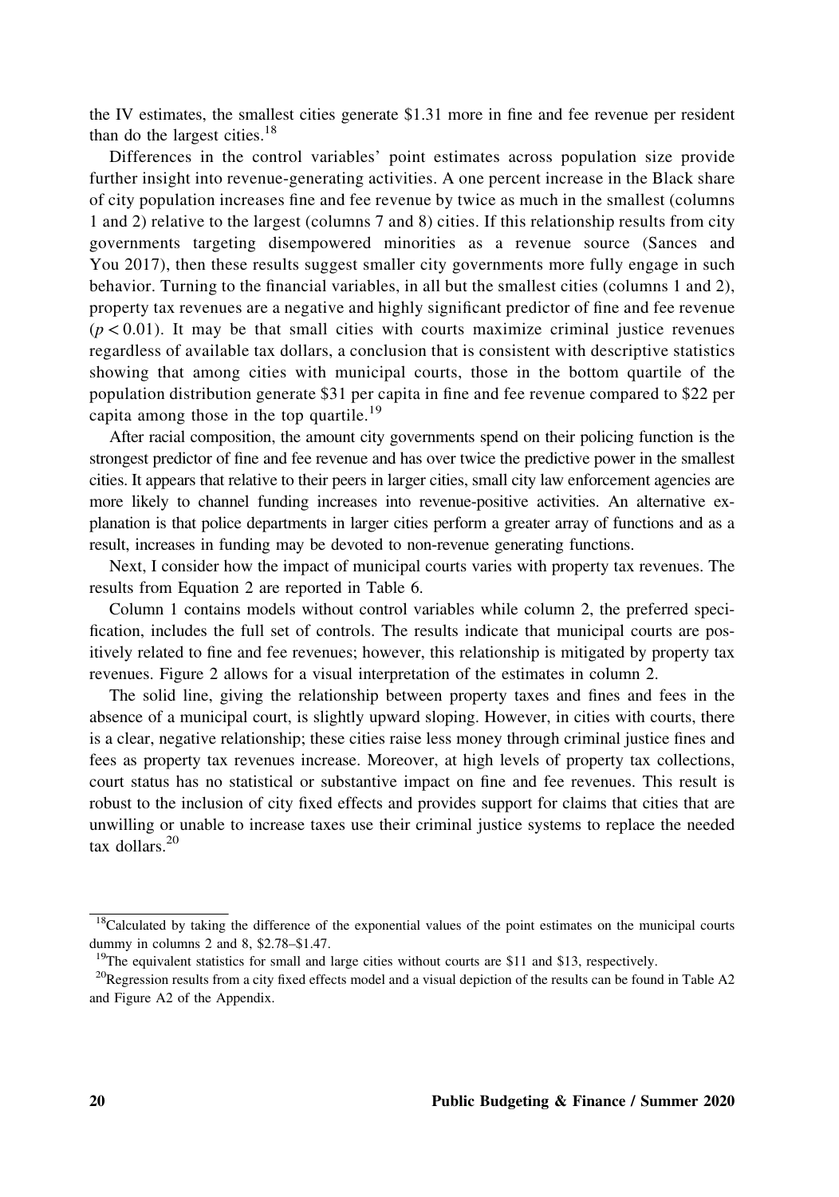the IV estimates, the smallest cities generate \$1.31 more in fine and fee revenue per resident than do the largest cities.[18]

Differences in the control variables' point estimates across population size provide further insight into revenue-generating activities. A one percent increase in the Black share of city population increases fine and fee revenue by twice as much in the smallest (columns 1 and 2) relative to the largest (columns 7 and 8) cities. If this relationship results from city governments targeting disempowered minorities as a revenue source (Sances and You 2017), then these results suggest smaller city governments more fully engage in such behavior. Turning to the financial variables, in all but the smallest cities (columns 1 and 2), property tax revenues are a negative and highly significant predictor of fine and fee revenue ($p < 0.01$). It may be that small cities with courts maximize criminal justice revenues regardless of available tax dollars, a conclusion that is consistent with descriptive statistics showing that among cities with municipal courts, those in the bottom quartile of the population distribution generate \$31 per capita in fine and fee revenue compared to \$22 per capita among those in the top quartile.[19]

After racial composition, the amount city governments spend on their policing function is the strongest predictor of fine and fee revenue and has over twice the predictive power in the smallest cities. It appears that relative to their peers in larger cities, small city law enforcement agencies are more likely to channel funding increases into revenue-positive activities. An alternative explanation is that police departments in larger cities perform a greater array of functions and as a result, increases in funding may be devoted to non-revenue generating functions.

Next, I consider how the impact of municipal courts varies with property tax revenues. The results from Equation 2 are reported in Table 6.

Column 1 contains models without control variables while column 2, the preferred specification, includes the full set of controls. The results indicate that municipal courts are positively related to fine and fee revenues; however, this relationship is mitigated by property tax revenues. Figure 2 allows for a visual interpretation of the estimates in column 2.

The solid line, giving the relationship between property taxes and fines and fees in the absence of a municipal court, is slightly upward sloping. However, in cities with courts, there is a clear, negative relationship; these cities raise less money through criminal justice fines and fees as property tax revenues increase. Moreover, at high levels of property tax collections, court status has no statistical or substantive impact on fine and fee revenues. This result is robust to the inclusion of city fixed effects and provides support for claims that cities that are unwilling or unable to increase taxes use their criminal justice systems to replace the needed tax dollars.[20]

---

[18]Calculated by taking the difference of the exponential values of the point estimates on the municipal courts dummy in columns 2 and 8, \$2.78–\$1.47.

[19]The equivalent statistics for small and large cities without courts are \$11 and \$13, respectively.

[20]Regression results from a city fixed effects model and a visual depiction of the results can be found in Table A2 and Figure A2 of the Appendix.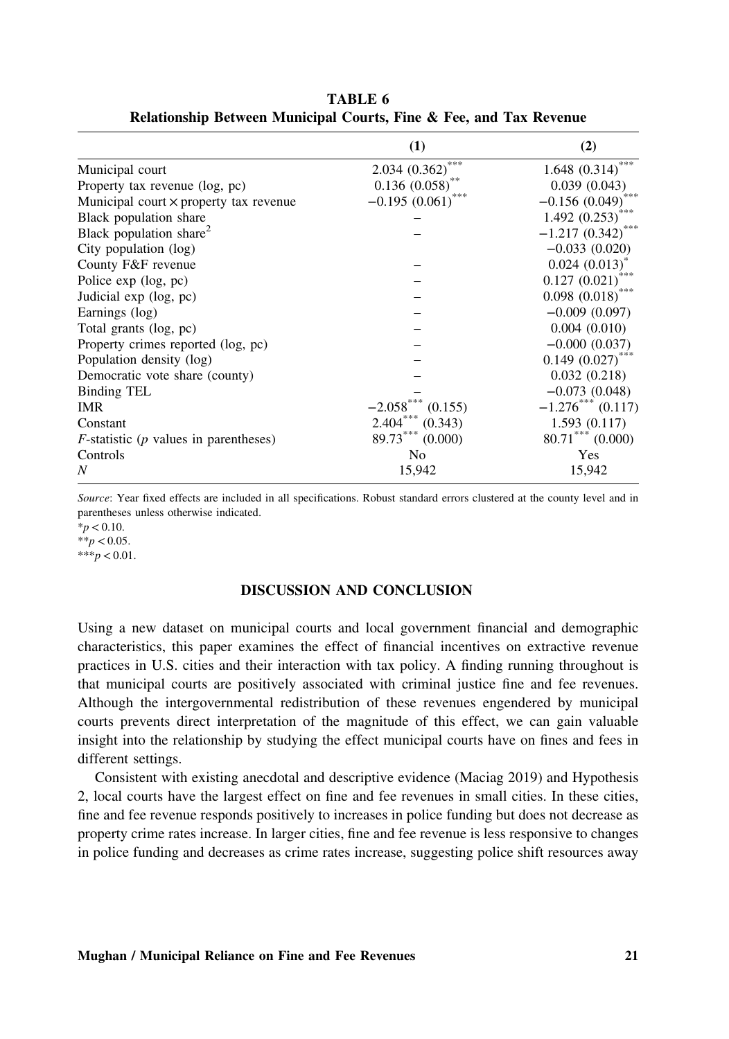**TABLE 6**
**Relationship Between Municipal Courts, Fine & Fee, and Tax Revenue**

| | (1) | (2) |
|---|---|---|
| Municipal court | 2.034 (0.362)*** | 1.648 (0.314)*** |
| Property tax revenue (log, pc) | 0.136 (0.058)** | 0.039 (0.043) |
| Municipal court × property tax revenue | −0.195 (0.061)*** | −0.156 (0.049)*** |
| Black population share | – | 1.492 (0.253)*** |
| Black population share$^2$ | – | −1.217 (0.342)*** |
| City population (log) | | −0.033 (0.020) |
| County F&F revenue | – | 0.024 (0.013)* |
| Police exp (log, pc) | – | 0.127 (0.021)*** |
| Judicial exp (log, pc) | – | 0.098 (0.018)*** |
| Earnings (log) | – | −0.009 (0.097) |
| Total grants (log, pc) | – | 0.004 (0.010) |
| Property crimes reported (log, pc) | – | −0.000 (0.037) |
| Population density (log) | – | 0.149 (0.027)*** |
| Democratic vote share (county) | – | 0.032 (0.218) |
| Binding TEL | – | −0.073 (0.048) |
| IMR | −2.058*** (0.155) | −1.276*** (0.117) |
| Constant | 2.404*** (0.343) | 1.593 (0.117) |
| *F*-statistic (*p* values in parentheses) | 89.73*** (0.000) | 80.71*** (0.000) |
| Controls | No | Yes |
| *N* | 15,942 | 15,942 |

*Source*: Year fixed effects are included in all specifications. Robust standard errors clustered at the county level and in parentheses unless otherwise indicated.
*$p < 0.10$.
**$p < 0.05$.
***$p < 0.01$.

## DISCUSSION AND CONCLUSION

Using a new dataset on municipal courts and local government financial and demographic characteristics, this paper examines the effect of financial incentives on extractive revenue practices in U.S. cities and their interaction with tax policy. A finding running throughout is that municipal courts are positively associated with criminal justice fine and fee revenues. Although the intergovernmental redistribution of these revenues engendered by municipal courts prevents direct interpretation of the magnitude of this effect, we can gain valuable insight into the relationship by studying the effect municipal courts have on fines and fees in different settings.

Consistent with existing anecdotal and descriptive evidence (Maciag 2019) and Hypothesis 2, local courts have the largest effect on fine and fee revenues in small cities. In these cities, fine and fee revenue responds positively to increases in police funding but does not decrease as property crime rates increase. In larger cities, fine and fee revenue is less responsive to changes in police funding and decreases as crime rates increase, suggesting police shift resources away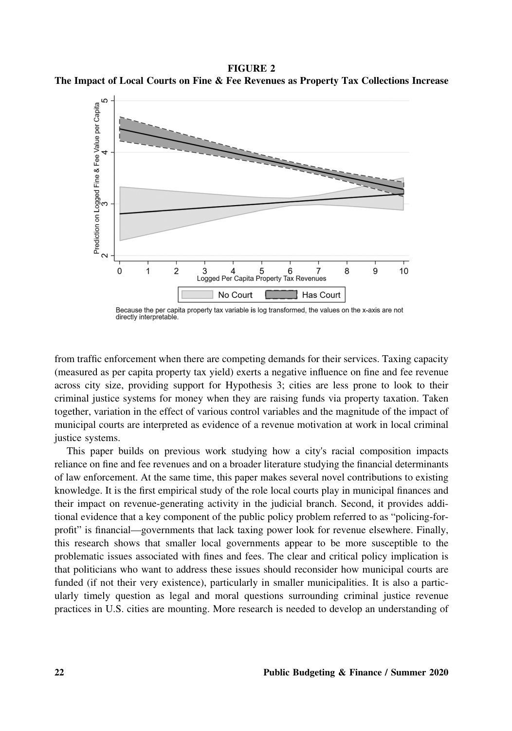**FIGURE 2**
**The Impact of Local Courts on Fine & Fee Revenues as Property Tax Collections Increase**

Because the per capita property tax variable is log transformed, the values on the x-axis are not directly interpretable.

from traffic enforcement when there are competing demands for their services. Taxing capacity (measured as per capita property tax yield) exerts a negative influence on fine and fee revenue across city size, providing support for Hypothesis 3; cities are less prone to look to their criminal justice systems for money when they are raising funds via property taxation. Taken together, variation in the effect of various control variables and the magnitude of the impact of municipal courts are interpreted as evidence of a revenue motivation at work in local criminal justice systems.

This paper builds on previous work studying how a city's racial composition impacts reliance on fine and fee revenues and on a broader literature studying the financial determinants of law enforcement. At the same time, this paper makes several novel contributions to existing knowledge. It is the first empirical study of the role local courts play in municipal finances and their impact on revenue-generating activity in the judicial branch. Second, it provides additional evidence that a key component of the public policy problem referred to as "policing-for-profit" is financial—governments that lack taxing power look for revenue elsewhere. Finally, this research shows that smaller local governments appear to be more susceptible to the problematic issues associated with fines and fees. The clear and critical policy implication is that politicians who want to address these issues should reconsider how municipal courts are funded (if not their very existence), particularly in smaller municipalities. It is also a particularly timely question as legal and moral questions surrounding criminal justice revenue practices in U.S. cities are mounting. More research is needed to develop an understanding of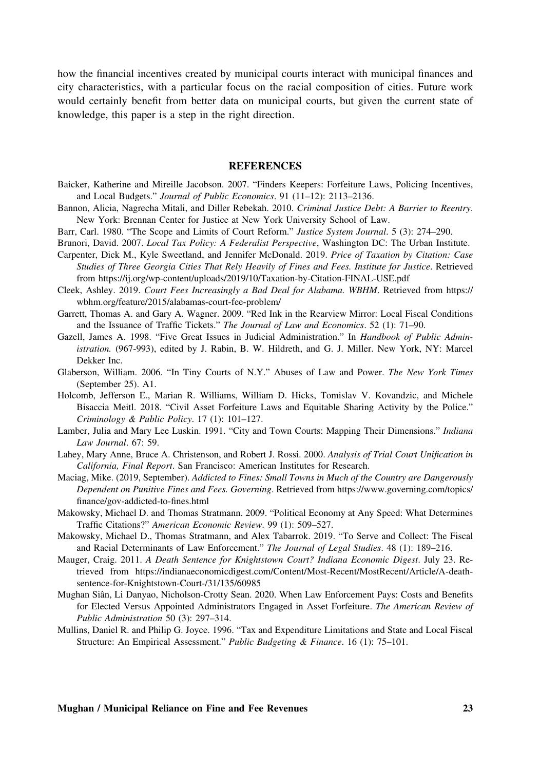how the financial incentives created by municipal courts interact with municipal finances and city characteristics, with a particular focus on the racial composition of cities. Future work would certainly benefit from better data on municipal courts, but given the current state of knowledge, this paper is a step in the right direction.

## REFERENCES

Baicker, Katherine and Mireille Jacobson. 2007. "Finders Keepers: Forfeiture Laws, Policing Incentives, and Local Budgets." *Journal of Public Economics*. 91 (11–12): 2113–2136.

Bannon, Alicia, Nagrecha Mitali, and Diller Rebekah. 2010. *Criminal Justice Debt: A Barrier to Reentry*. New York: Brennan Center for Justice at New York University School of Law.

Barr, Carl. 1980. "The Scope and Limits of Court Reform." *Justice System Journal*. 5 (3): 274–290.

Brunori, David. 2007. *Local Tax Policy: A Federalist Perspective*, Washington DC: The Urban Institute.

Carpenter, Dick M., Kyle Sweetland, and Jennifer McDonald. 2019. *Price of Taxation by Citation: Case Studies of Three Georgia Cities That Rely Heavily of Fines and Fees. Institute for Justice*. Retrieved from https://ij.org/wp-content/uploads/2019/10/Taxation-by-Citation-FINAL-USE.pdf

Cleek, Ashley. 2019. *Court Fees Increasingly a Bad Deal for Alabama. WBHM*. Retrieved from https://wbhm.org/feature/2015/alabamas-court-fee-problem/

Garrett, Thomas A. and Gary A. Wagner. 2009. "Red Ink in the Rearview Mirror: Local Fiscal Conditions and the Issuance of Traffic Tickets." *The Journal of Law and Economics*. 52 (1): 71–90.

Gazell, James A. 1998. "Five Great Issues in Judicial Administration." In *Handbook of Public Administration.* (967-993), edited by J. Rabin, B. W. Hildreth, and G. J. Miller. New York, NY: Marcel Dekker Inc.

Glaberson, William. 2006. "In Tiny Courts of N.Y." Abuses of Law and Power. *The New York Times* (September 25). A1.

Holcomb, Jefferson E., Marian R. Williams, William D. Hicks, Tomislav V. Kovandzic, and Michele Bisaccia Meitl. 2018. "Civil Asset Forfeiture Laws and Equitable Sharing Activity by the Police." *Criminology & Public Policy*. 17 (1): 101–127.

Lamber, Julia and Mary Lee Luskin. 1991. "City and Town Courts: Mapping Their Dimensions." *Indiana Law Journal*. 67: 59.

Lahey, Mary Anne, Bruce A. Christenson, and Robert J. Rossi. 2000. *Analysis of Trial Court Unification in California, Final Report*. San Francisco: American Institutes for Research.

Maciag, Mike. (2019, September). *Addicted to Fines: Small Towns in Much of the Country are Dangerously Dependent on Punitive Fines and Fees. Governing*. Retrieved from https://www.governing.com/topics/finance/gov-addicted-to-fines.html

Makowsky, Michael D. and Thomas Stratmann. 2009. "Political Economy at Any Speed: What Determines Traffic Citations?" *American Economic Review*. 99 (1): 509–527.

Makowsky, Michael D., Thomas Stratmann, and Alex Tabarrok. 2019. "To Serve and Collect: The Fiscal and Racial Determinants of Law Enforcement." *The Journal of Legal Studies*. 48 (1): 189–216.

Mauger, Craig. 2011. *A Death Sentence for Knightstown Court? Indiana Economic Digest*. July 23. Retrieved from https://indianaeconomicdigest.com/Content/Most-Recent/MostRecent/Article/A-death-sentence-for-Knightstown-Court-/31/135/60985

Mughan Siân, Li Danyao, Nicholson-Crotty Sean. 2020. When Law Enforcement Pays: Costs and Benefits for Elected Versus Appointed Administrators Engaged in Asset Forfeiture. *The American Review of Public Administration* 50 (3): 297–314.

Mullins, Daniel R. and Philip G. Joyce. 1996. "Tax and Expenditure Limitations and State and Local Fiscal Structure: An Empirical Assessment." *Public Budgeting & Finance*. 16 (1): 75–101.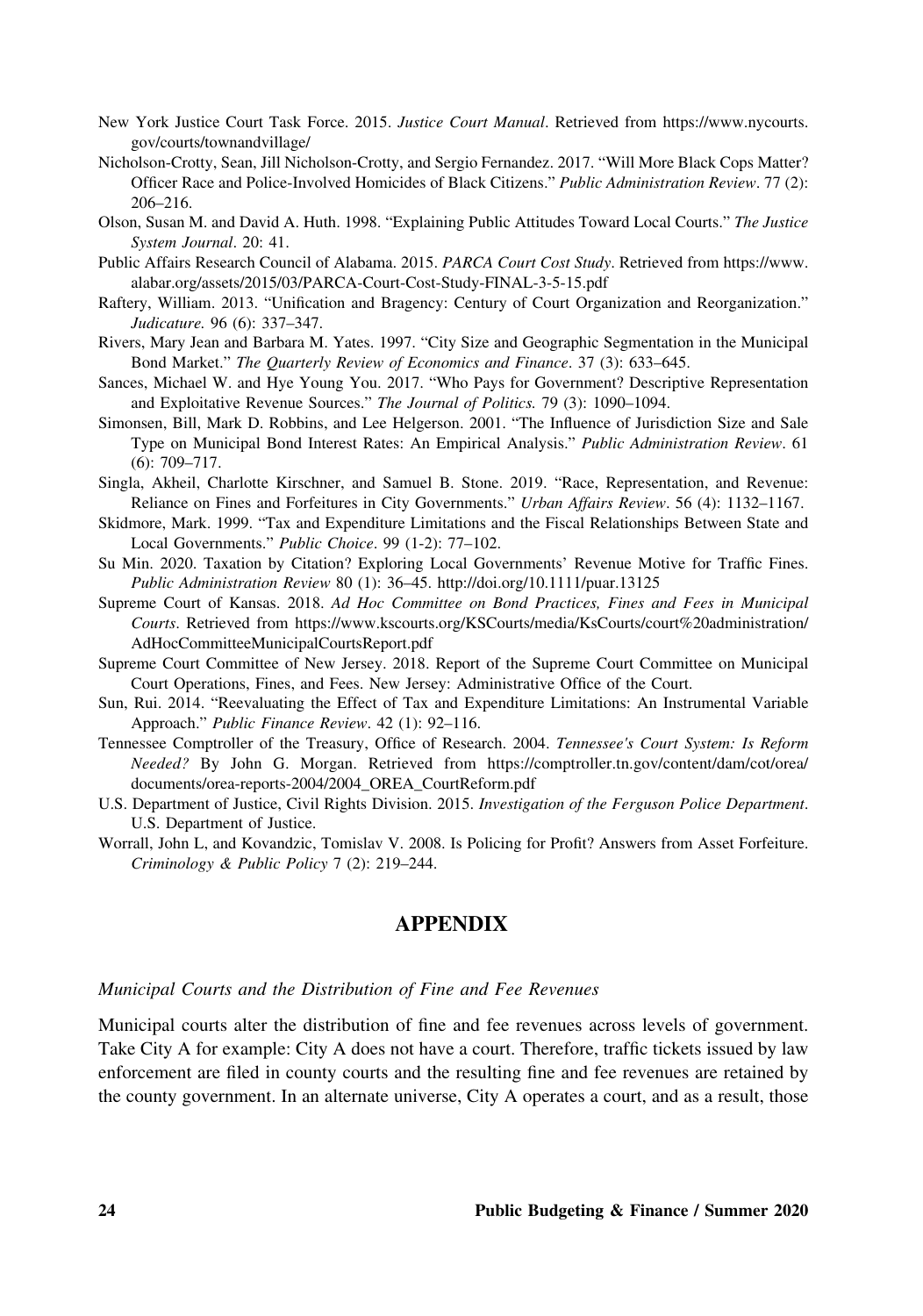New York Justice Court Task Force. 2015. *Justice Court Manual*. Retrieved from https://www.nycourts.gov/courts/townandvillage/

Nicholson-Crotty, Sean, Jill Nicholson-Crotty, and Sergio Fernandez. 2017. "Will More Black Cops Matter? Officer Race and Police-Involved Homicides of Black Citizens." *Public Administration Review*. 77 (2): 206–216.

Olson, Susan M. and David A. Huth. 1998. "Explaining Public Attitudes Toward Local Courts." *The Justice System Journal*. 20: 41.

Public Affairs Research Council of Alabama. 2015. *PARCA Court Cost Study*. Retrieved from https://www.alabar.org/assets/2015/03/PARCA-Court-Cost-Study-FINAL-3-5-15.pdf

Raftery, William. 2013. "Unification and Bragency: Century of Court Organization and Reorganization." *Judicature.* 96 (6): 337–347.

Rivers, Mary Jean and Barbara M. Yates. 1997. "City Size and Geographic Segmentation in the Municipal Bond Market." *The Quarterly Review of Economics and Finance*. 37 (3): 633–645.

Sances, Michael W. and Hye Young You. 2017. "Who Pays for Government? Descriptive Representation and Exploitative Revenue Sources." *The Journal of Politics.* 79 (3): 1090–1094.

Simonsen, Bill, Mark D. Robbins, and Lee Helgerson. 2001. "The Influence of Jurisdiction Size and Sale Type on Municipal Bond Interest Rates: An Empirical Analysis." *Public Administration Review*. 61 (6): 709–717.

Singla, Akheil, Charlotte Kirschner, and Samuel B. Stone. 2019. "Race, Representation, and Revenue: Reliance on Fines and Forfeitures in City Governments." *Urban Affairs Review*. 56 (4): 1132–1167.

Skidmore, Mark. 1999. "Tax and Expenditure Limitations and the Fiscal Relationships Between State and Local Governments." *Public Choice*. 99 (1-2): 77–102.

Su Min. 2020. Taxation by Citation? Exploring Local Governments' Revenue Motive for Traffic Fines. *Public Administration Review* 80 (1): 36–45. http://doi.org/10.1111/puar.13125

Supreme Court of Kansas. 2018. *Ad Hoc Committee on Bond Practices, Fines and Fees in Municipal Courts*. Retrieved from https://www.kscourts.org/KSCourts/media/KsCourts/court%20administration/AdHocCommitteeMunicipalCourtsReport.pdf

Supreme Court Committee of New Jersey. 2018. Report of the Supreme Court Committee on Municipal Court Operations, Fines, and Fees. New Jersey: Administrative Office of the Court.

Sun, Rui. 2014. "Reevaluating the Effect of Tax and Expenditure Limitations: An Instrumental Variable Approach." *Public Finance Review*. 42 (1): 92–116.

Tennessee Comptroller of the Treasury, Office of Research. 2004. *Tennessee's Court System: Is Reform Needed?* By John G. Morgan. Retrieved from https://comptroller.tn.gov/content/dam/cot/orea/documents/orea-reports-2004/2004_OREA_CourtReform.pdf

U.S. Department of Justice, Civil Rights Division. 2015. *Investigation of the Ferguson Police Department*. U.S. Department of Justice.

Worrall, John L, and Kovandzic, Tomislav V. 2008. Is Policing for Profit? Answers from Asset Forfeiture. *Criminology & Public Policy* 7 (2): 219–244.

## APPENDIX

*Municipal Courts and the Distribution of Fine and Fee Revenues*

Municipal courts alter the distribution of fine and fee revenues across levels of government. Take City A for example: City A does not have a court. Therefore, traffic tickets issued by law enforcement are filed in county courts and the resulting fine and fee revenues are retained by the county government. In an alternate universe, City A operates a court, and as a result, those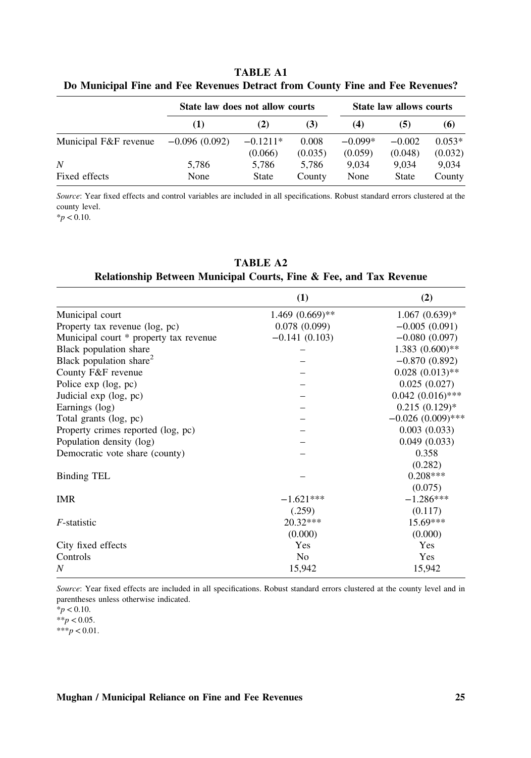**TABLE A1**
**Do Municipal Fine and Fee Revenues Detract from County Fine and Fee Revenues?**

| | State law does not allow courts | | | State law allows courts | | |
|---|---|---|---|---|---|---|
| | **(1)** | **(2)** | **(3)** | **(4)** | **(5)** | **(6)** |
| Municipal F&F revenue | −0.096 (0.092) | −0.1211* (0.066) | 0.008 (0.035) | −0.099* (0.059) | −0.002 (0.048) | 0.053* (0.032) |
| *N* | 5,786 | 5,786 | 5,786 | 9,034 | 9,034 | 9,034 |
| Fixed effects | None | State | County | None | State | County |

*Source*: Year fixed effects and control variables are included in all specifications. Robust standard errors clustered at the county level.
*$p < 0.10$.

**TABLE A2**
**Relationship Between Municipal Courts, Fine & Fee, and Tax Revenue**

| | (1) | (2) |
|---|---|---|
| Municipal court | 1.469 (0.669)** | 1.067 (0.639)* |
| Property tax revenue (log, pc) | 0.078 (0.099) | −0.005 (0.091) |
| Municipal court * property tax revenue | −0.141 (0.103) | −0.080 (0.097) |
| Black population share | – | 1.383 (0.600)** |
| Black population share$^2$ | – | −0.870 (0.892) |
| County F&F revenue | – | 0.028 (0.013)** |
| Police exp (log, pc) | – | 0.025 (0.027) |
| Judicial exp (log, pc) | – | 0.042 (0.016)*** |
| Earnings (log) | – | 0.215 (0.129)* |
| Total grants (log, pc) | – | −0.026 (0.009)*** |
| Property crimes reported (log, pc) | – | 0.003 (0.033) |
| Population density (log) | – | 0.049 (0.033) |
| Democratic vote share (county) | – | 0.358 (0.282) |
| Binding TEL | – | 0.208*** (0.075) |
| IMR | −1.621*** (.259) | −1.286*** (0.117) |
| *F*-statistic | 20.32*** (0.000) | 15.69*** (0.000) |
| City fixed effects | Yes | Yes |
| Controls | No | Yes |
| *N* | 15,942 | 15,942 |

*Source*: Year fixed effects are included in all specifications. Robust standard errors clustered at the county level and in parentheses unless otherwise indicated.
*$p < 0.10$.
**$p < 0.05$.
***$p < 0.01$.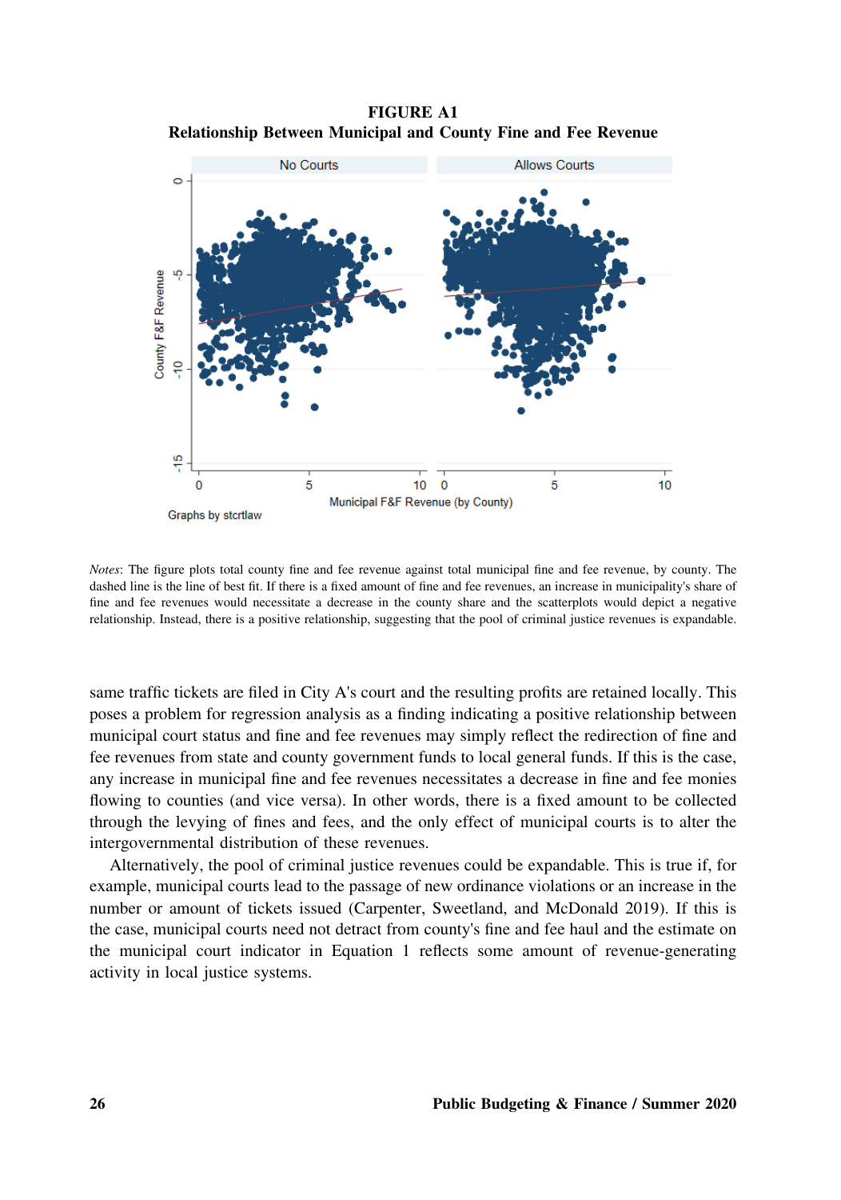**FIGURE A1**
**Relationship Between Municipal and County Fine and Fee Revenue**

*Notes*: The figure plots total county fine and fee revenue against total municipal fine and fee revenue, by county. The dashed line is the line of best fit. If there is a fixed amount of fine and fee revenues, an increase in municipality's share of fine and fee revenues would necessitate a decrease in the county share and the scatterplots would depict a negative relationship. Instead, there is a positive relationship, suggesting that the pool of criminal justice revenues is expandable.

same traffic tickets are filed in City A's court and the resulting profits are retained locally. This poses a problem for regression analysis as a finding indicating a positive relationship between municipal court status and fine and fee revenues may simply reflect the redirection of fine and fee revenues from state and county government funds to local general funds. If this is the case, any increase in municipal fine and fee revenues necessitates a decrease in fine and fee monies flowing to counties (and vice versa). In other words, there is a fixed amount to be collected through the levying of fines and fees, and the only effect of municipal courts is to alter the intergovernmental distribution of these revenues.

Alternatively, the pool of criminal justice revenues could be expandable. This is true if, for example, municipal courts lead to the passage of new ordinance violations or an increase in the number or amount of tickets issued (Carpenter, Sweetland, and McDonald 2019). If this is the case, municipal courts need not detract from county's fine and fee haul and the estimate on the municipal court indicator in Equation 1 reflects some amount of revenue-generating activity in local justice systems.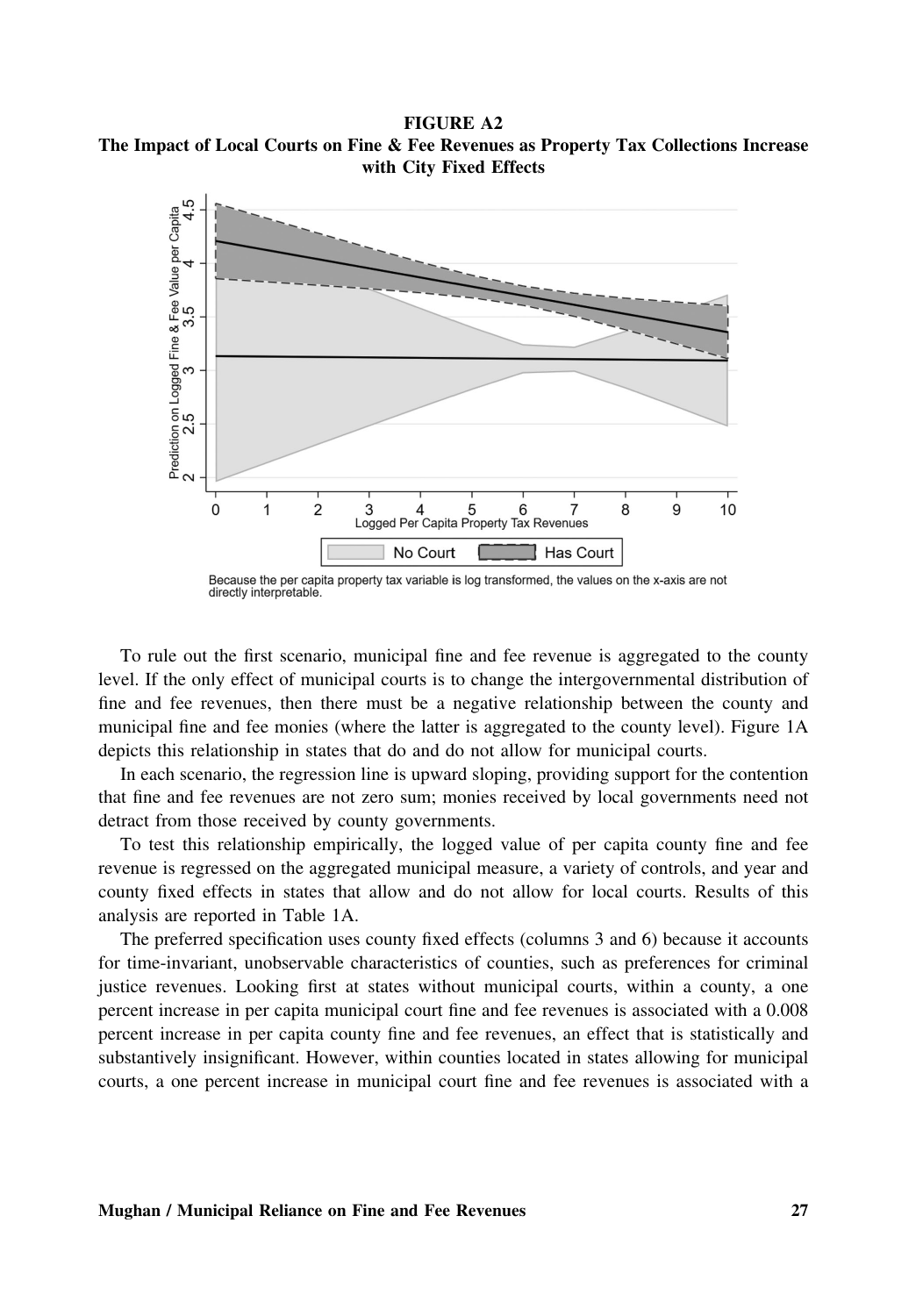**FIGURE A2**
**The Impact of Local Courts on Fine & Fee Revenues as Property Tax Collections Increase with City Fixed Effects**

Because the per capita property tax variable is log transformed, the values on the x-axis are not directly interpretable.

To rule out the first scenario, municipal fine and fee revenue is aggregated to the county level. If the only effect of municipal courts is to change the intergovernmental distribution of fine and fee revenues, then there must be a negative relationship between the county and municipal fine and fee monies (where the latter is aggregated to the county level). Figure 1A depicts this relationship in states that do and do not allow for municipal courts.

In each scenario, the regression line is upward sloping, providing support for the contention that fine and fee revenues are not zero sum; monies received by local governments need not detract from those received by county governments.

To test this relationship empirically, the logged value of per capita county fine and fee revenue is regressed on the aggregated municipal measure, a variety of controls, and year and county fixed effects in states that allow and do not allow for local courts. Results of this analysis are reported in Table 1A.

The preferred specification uses county fixed effects (columns 3 and 6) because it accounts for time-invariant, unobservable characteristics of counties, such as preferences for criminal justice revenues. Looking first at states without municipal courts, within a county, a one percent increase in per capita municipal court fine and fee revenues is associated with a 0.008 percent increase in per capita county fine and fee revenues, an effect that is statistically and substantively insignificant. However, within counties located in states allowing for municipal courts, a one percent increase in municipal court fine and fee revenues is associated with a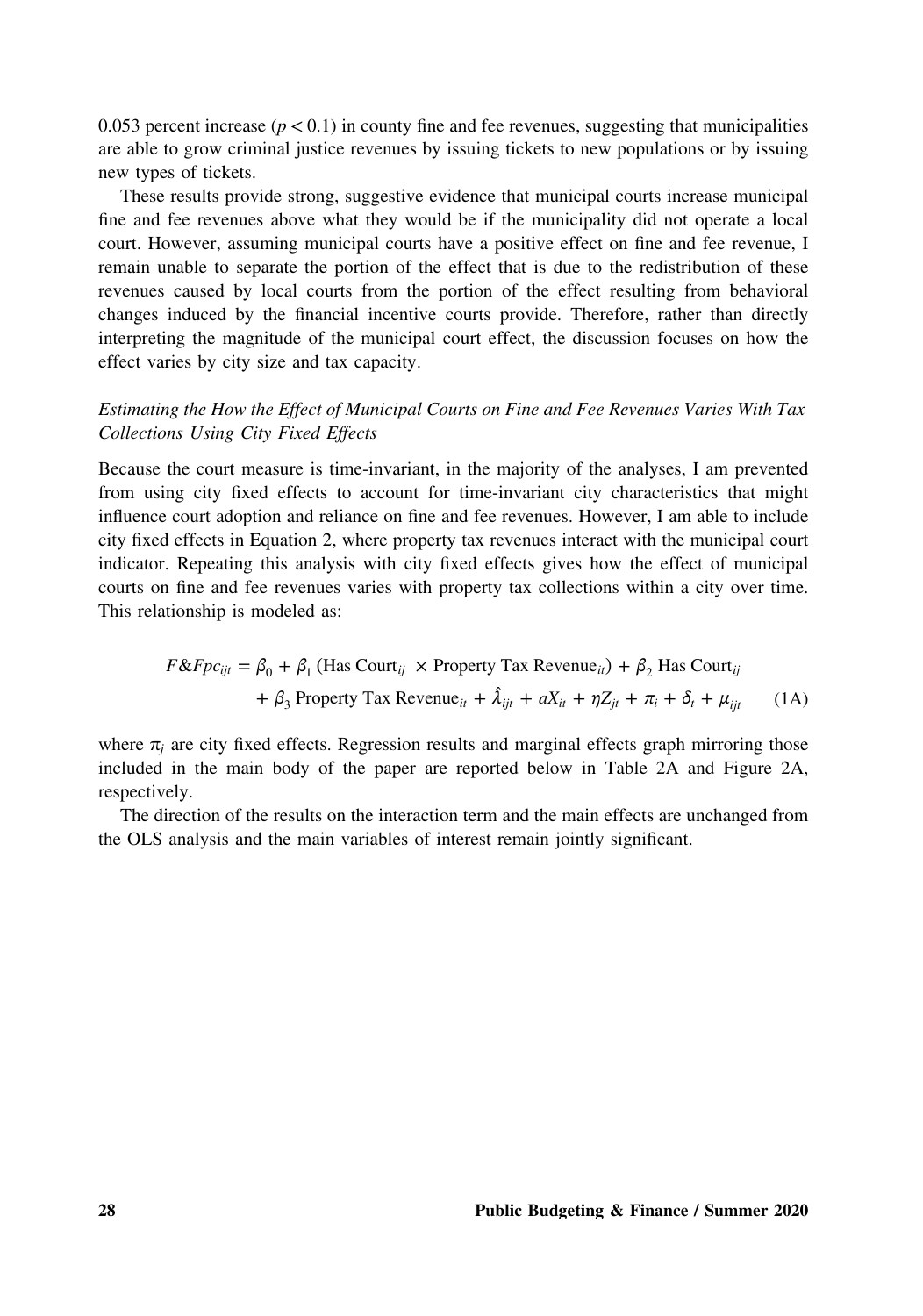0.053 percent increase ($p < 0.1$) in county fine and fee revenues, suggesting that municipalities are able to grow criminal justice revenues by issuing tickets to new populations or by issuing new types of tickets.

These results provide strong, suggestive evidence that municipal courts increase municipal fine and fee revenues above what they would be if the municipality did not operate a local court. However, assuming municipal courts have a positive effect on fine and fee revenue, I remain unable to separate the portion of the effect that is due to the redistribution of these revenues caused by local courts from the portion of the effect resulting from behavioral changes induced by the financial incentive courts provide. Therefore, rather than directly interpreting the magnitude of the municipal court effect, the discussion focuses on how the effect varies by city size and tax capacity.

### *Estimating the How the Effect of Municipal Courts on Fine and Fee Revenues Varies With Tax Collections Using City Fixed Effects*

Because the court measure is time-invariant, in the majority of the analyses, I am prevented from using city fixed effects to account for time-invariant city characteristics that might influence court adoption and reliance on fine and fee revenues. However, I am able to include city fixed effects in Equation 2, where property tax revenues interact with the municipal court indicator. Repeating this analysis with city fixed effects gives how the effect of municipal courts on fine and fee revenues varies with property tax collections within a city over time. This relationship is modeled as:

$$F\&Fpc_{ijt} = \beta_0 + \beta_1 \left(\text{Has Court}_{ij} \times \text{Property Tax Revenue}_{it}\right) + \beta_2 \text{ Has Court}_{ij} + \beta_3 \text{ Property Tax Revenue}_{it} + \hat{\lambda}_{ijt} + aX_{it} + \eta Z_{jt} + \pi_i + \delta_t + \mu_{ijt} \qquad \text{(1A)}$$

where $\pi_j$ are city fixed effects. Regression results and marginal effects graph mirroring those included in the main body of the paper are reported below in Table 2A and Figure 2A, respectively.

The direction of the results on the interaction term and the main effects are unchanged from the OLS analysis and the main variables of interest remain jointly significant.